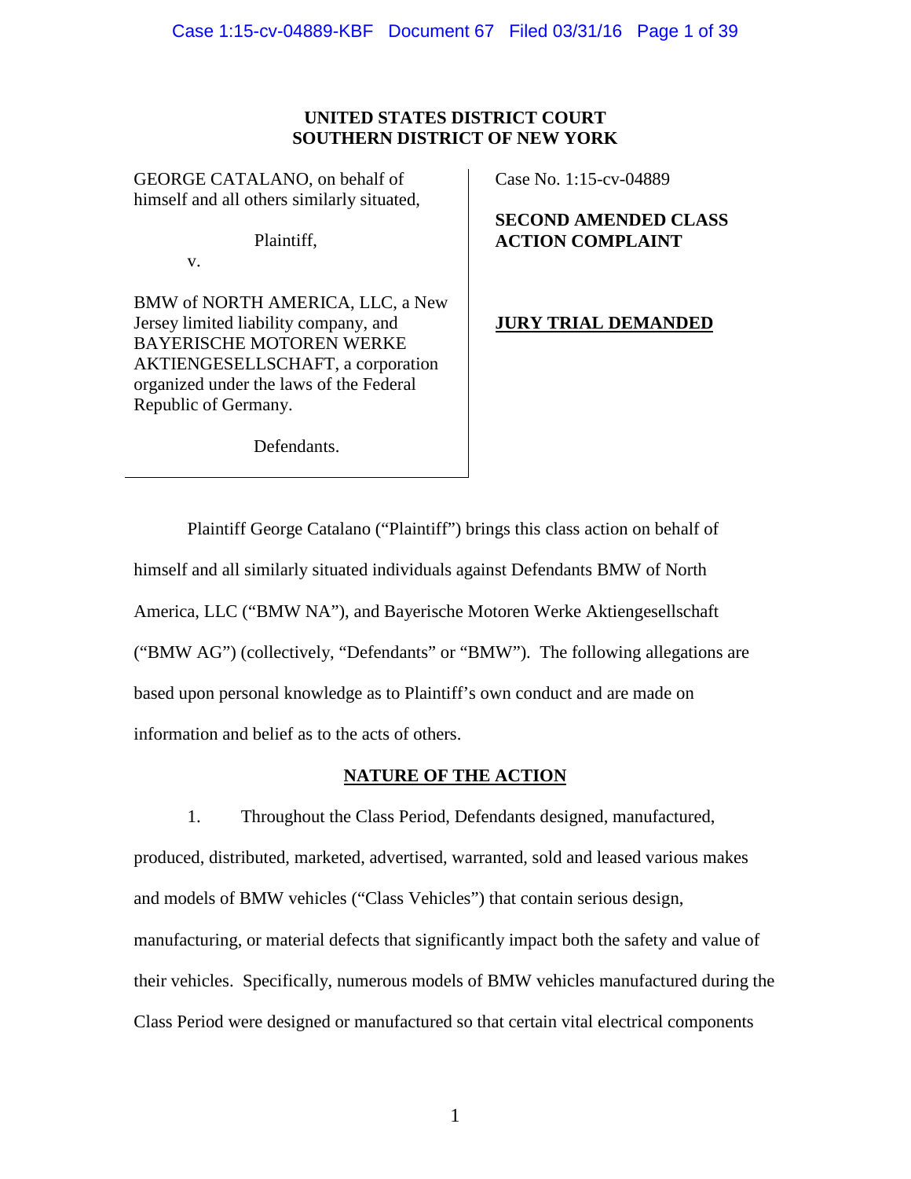**UNITED STATES DISTRICT COURT**
**SOUTHERN DISTRICT OF NEW YORK**

GEORGE CATALANO, on behalf of himself and all others similarly situated,

Plaintiff,

v.

BMW of NORTH AMERICA, LLC, a New Jersey limited liability company, and BAYERISCHE MOTOREN WERKE AKTIENGESELLSCHAFT, a corporation organized under the laws of the Federal Republic of Germany.

Defendants.

Case No. 1:15-cv-04889

**SECOND AMENDED CLASS ACTION COMPLAINT**

**JURY TRIAL DEMANDED**

Plaintiff George Catalano ("Plaintiff") brings this class action on behalf of himself and all similarly situated individuals against Defendants BMW of North America, LLC ("BMW NA"), and Bayerische Motoren Werke Aktiengesellschaft ("BMW AG") (collectively, "Defendants" or "BMW"). The following allegations are based upon personal knowledge as to Plaintiff's own conduct and are made on information and belief as to the acts of others.

## NATURE OF THE ACTION

1. Throughout the Class Period, Defendants designed, manufactured, produced, distributed, marketed, advertised, warranted, sold and leased various makes and models of BMW vehicles ("Class Vehicles") that contain serious design, manufacturing, or material defects that significantly impact both the safety and value of their vehicles. Specifically, numerous models of BMW vehicles manufactured during the Class Period were designed or manufactured so that certain vital electrical components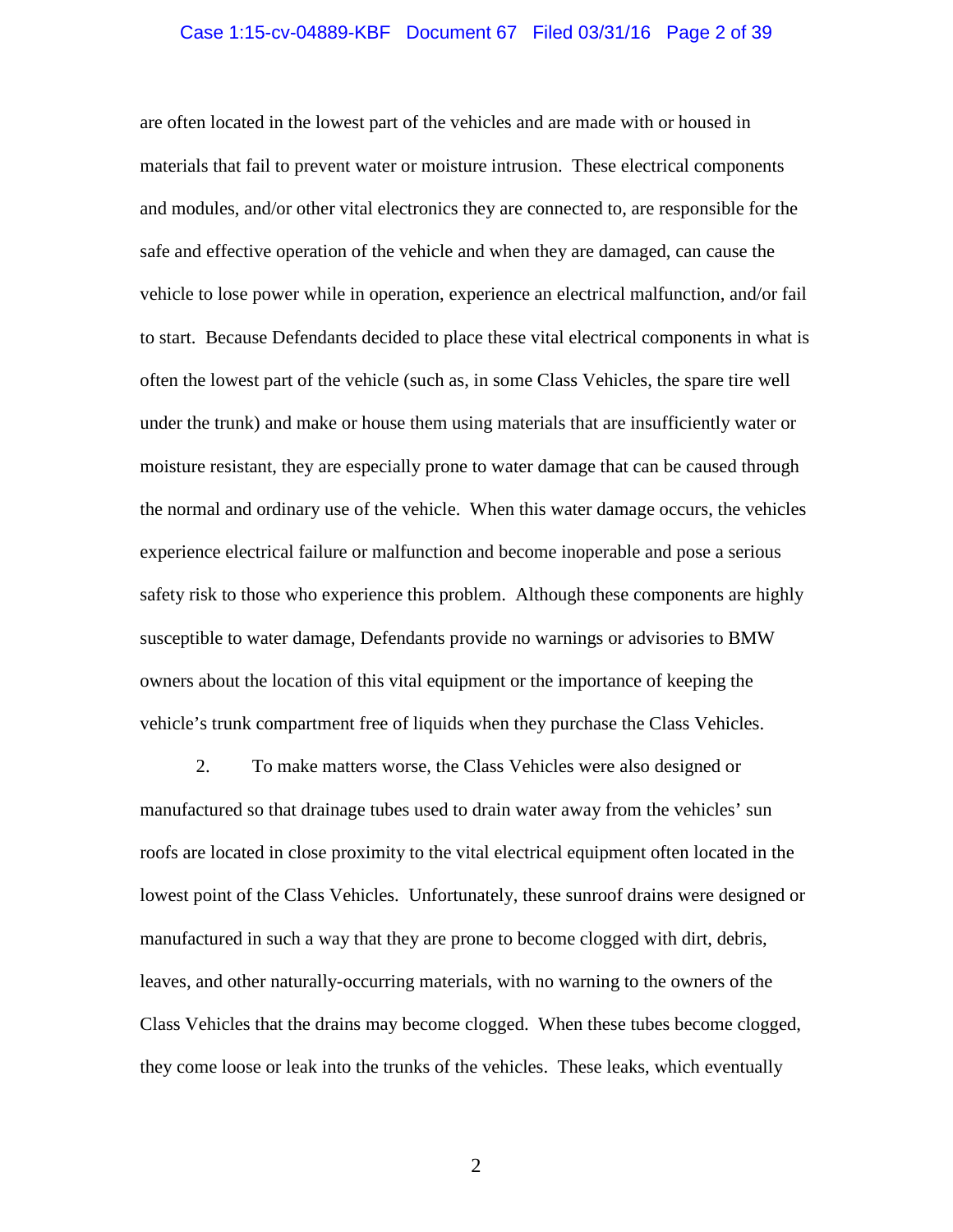are often located in the lowest part of the vehicles and are made with or housed in materials that fail to prevent water or moisture intrusion. These electrical components and modules, and/or other vital electronics they are connected to, are responsible for the safe and effective operation of the vehicle and when they are damaged, can cause the vehicle to lose power while in operation, experience an electrical malfunction, and/or fail to start. Because Defendants decided to place these vital electrical components in what is often the lowest part of the vehicle (such as, in some Class Vehicles, the spare tire well under the trunk) and make or house them using materials that are insufficiently water or moisture resistant, they are especially prone to water damage that can be caused through the normal and ordinary use of the vehicle. When this water damage occurs, the vehicles experience electrical failure or malfunction and become inoperable and pose a serious safety risk to those who experience this problem. Although these components are highly susceptible to water damage, Defendants provide no warnings or advisories to BMW owners about the location of this vital equipment or the importance of keeping the vehicle's trunk compartment free of liquids when they purchase the Class Vehicles.

2. To make matters worse, the Class Vehicles were also designed or manufactured so that drainage tubes used to drain water away from the vehicles' sun roofs are located in close proximity to the vital electrical equipment often located in the lowest point of the Class Vehicles. Unfortunately, these sunroof drains were designed or manufactured in such a way that they are prone to become clogged with dirt, debris, leaves, and other naturally-occurring materials, with no warning to the owners of the Class Vehicles that the drains may become clogged. When these tubes become clogged, they come loose or leak into the trunks of the vehicles. These leaks, which eventually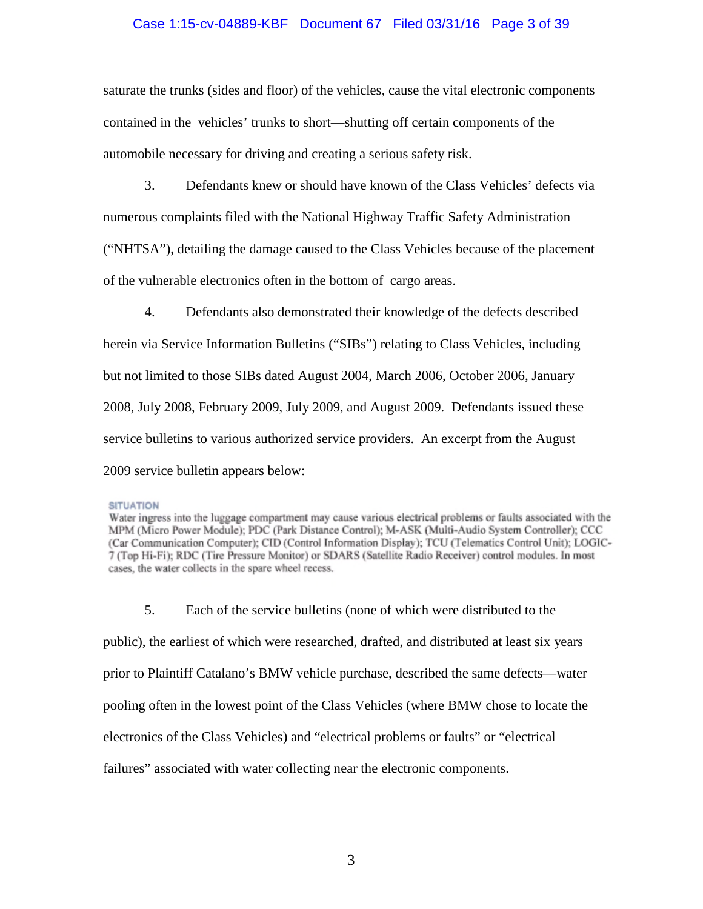saturate the trunks (sides and floor) of the vehicles, cause the vital electronic components contained in the vehicles' trunks to short—shutting off certain components of the automobile necessary for driving and creating a serious safety risk.

3. Defendants knew or should have known of the Class Vehicles' defects via numerous complaints filed with the National Highway Traffic Safety Administration ("NHTSA"), detailing the damage caused to the Class Vehicles because of the placement of the vulnerable electronics often in the bottom of cargo areas.

4. Defendants also demonstrated their knowledge of the defects described herein via Service Information Bulletins ("SIBs") relating to Class Vehicles, including but not limited to those SIBs dated August 2004, March 2006, October 2006, January 2008, July 2008, February 2009, July 2009, and August 2009. Defendants issued these service bulletins to various authorized service providers. An excerpt from the August 2009 service bulletin appears below:

> SITUATION
>
> Water ingress into the luggage compartment may cause various electrical problems or faults associated with the MPM (Micro Power Module); PDC (Park Distance Control); M-ASK (Multi-Audio System Controller); CCC (Car Communication Computer); CID (Control Information Display); TCU (Telematics Control Unit); LOGIC-7 (Top Hi-Fi); RDC (Tire Pressure Monitor) or SDARS (Satellite Radio Receiver) control modules. In most cases, the water collects in the spare wheel recess.

5. Each of the service bulletins (none of which were distributed to the public), the earliest of which were researched, drafted, and distributed at least six years prior to Plaintiff Catalano's BMW vehicle purchase, described the same defects—water pooling often in the lowest point of the Class Vehicles (where BMW chose to locate the electronics of the Class Vehicles) and "electrical problems or faults" or "electrical failures" associated with water collecting near the electronic components.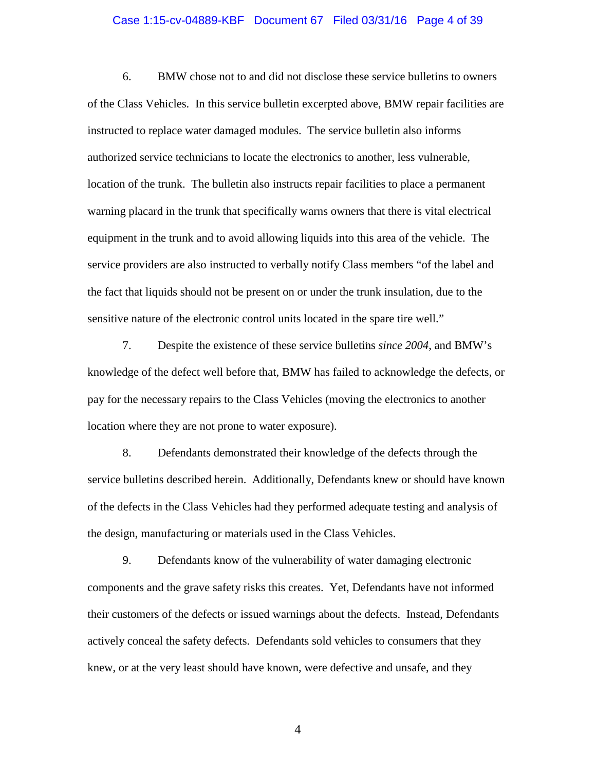6. BMW chose not to and did not disclose these service bulletins to owners of the Class Vehicles. In this service bulletin excerpted above, BMW repair facilities are instructed to replace water damaged modules. The service bulletin also informs authorized service technicians to locate the electronics to another, less vulnerable, location of the trunk. The bulletin also instructs repair facilities to place a permanent warning placard in the trunk that specifically warns owners that there is vital electrical equipment in the trunk and to avoid allowing liquids into this area of the vehicle. The service providers are also instructed to verbally notify Class members "of the label and the fact that liquids should not be present on or under the trunk insulation, due to the sensitive nature of the electronic control units located in the spare tire well."

7. Despite the existence of these service bulletins *since 2004*, and BMW's knowledge of the defect well before that, BMW has failed to acknowledge the defects, or pay for the necessary repairs to the Class Vehicles (moving the electronics to another location where they are not prone to water exposure).

8. Defendants demonstrated their knowledge of the defects through the service bulletins described herein. Additionally, Defendants knew or should have known of the defects in the Class Vehicles had they performed adequate testing and analysis of the design, manufacturing or materials used in the Class Vehicles.

9. Defendants know of the vulnerability of water damaging electronic components and the grave safety risks this creates. Yet, Defendants have not informed their customers of the defects or issued warnings about the defects. Instead, Defendants actively conceal the safety defects. Defendants sold vehicles to consumers that they knew, or at the very least should have known, were defective and unsafe, and they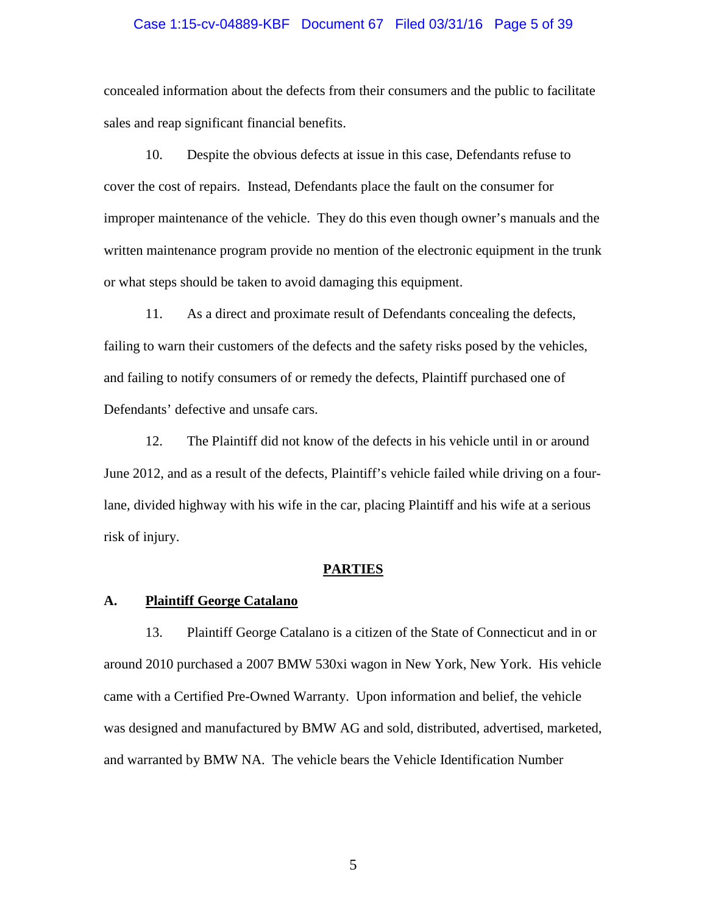concealed information about the defects from their consumers and the public to facilitate sales and reap significant financial benefits.

10. Despite the obvious defects at issue in this case, Defendants refuse to cover the cost of repairs. Instead, Defendants place the fault on the consumer for improper maintenance of the vehicle. They do this even though owner's manuals and the written maintenance program provide no mention of the electronic equipment in the trunk or what steps should be taken to avoid damaging this equipment.

11. As a direct and proximate result of Defendants concealing the defects, failing to warn their customers of the defects and the safety risks posed by the vehicles, and failing to notify consumers of or remedy the defects, Plaintiff purchased one of Defendants' defective and unsafe cars.

12. The Plaintiff did not know of the defects in his vehicle until in or around June 2012, and as a result of the defects, Plaintiff's vehicle failed while driving on a four-lane, divided highway with his wife in the car, placing Plaintiff and his wife at a serious risk of injury.

## PARTIES

### A. Plaintiff George Catalano

13. Plaintiff George Catalano is a citizen of the State of Connecticut and in or around 2010 purchased a 2007 BMW 530xi wagon in New York, New York. His vehicle came with a Certified Pre-Owned Warranty. Upon information and belief, the vehicle was designed and manufactured by BMW AG and sold, distributed, advertised, marketed, and warranted by BMW NA. The vehicle bears the Vehicle Identification Number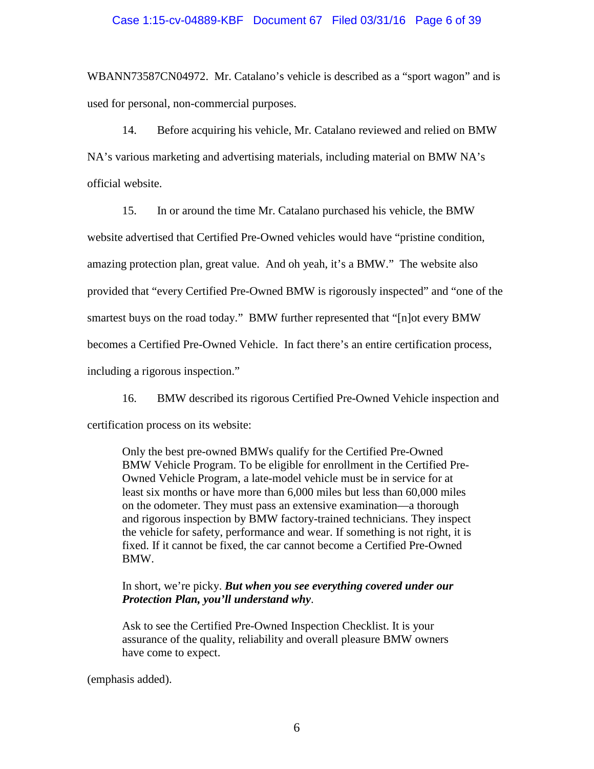WBANN73587CN04972. Mr. Catalano's vehicle is described as a "sport wagon" and is used for personal, non-commercial purposes.

14. Before acquiring his vehicle, Mr. Catalano reviewed and relied on BMW NA's various marketing and advertising materials, including material on BMW NA's official website.

15. In or around the time Mr. Catalano purchased his vehicle, the BMW website advertised that Certified Pre-Owned vehicles would have "pristine condition, amazing protection plan, great value. And oh yeah, it's a BMW." The website also provided that "every Certified Pre-Owned BMW is rigorously inspected" and "one of the smartest buys on the road today." BMW further represented that "[n]ot every BMW becomes a Certified Pre-Owned Vehicle. In fact there's an entire certification process, including a rigorous inspection."

16. BMW described its rigorous Certified Pre-Owned Vehicle inspection and certification process on its website:

> Only the best pre-owned BMWs qualify for the Certified Pre-Owned BMW Vehicle Program. To be eligible for enrollment in the Certified Pre-Owned Vehicle Program, a late-model vehicle must be in service for at least six months or have more than 6,000 miles but less than 60,000 miles on the odometer. They must pass an extensive examination—a thorough and rigorous inspection by BMW factory-trained technicians. They inspect the vehicle for safety, performance and wear. If something is not right, it is fixed. If it cannot be fixed, the car cannot become a Certified Pre-Owned BMW.
>
> In short, we're picky. ***But when you see everything covered under our Protection Plan, you'll understand why***.
>
> Ask to see the Certified Pre-Owned Inspection Checklist. It is your assurance of the quality, reliability and overall pleasure BMW owners have come to expect.

(emphasis added).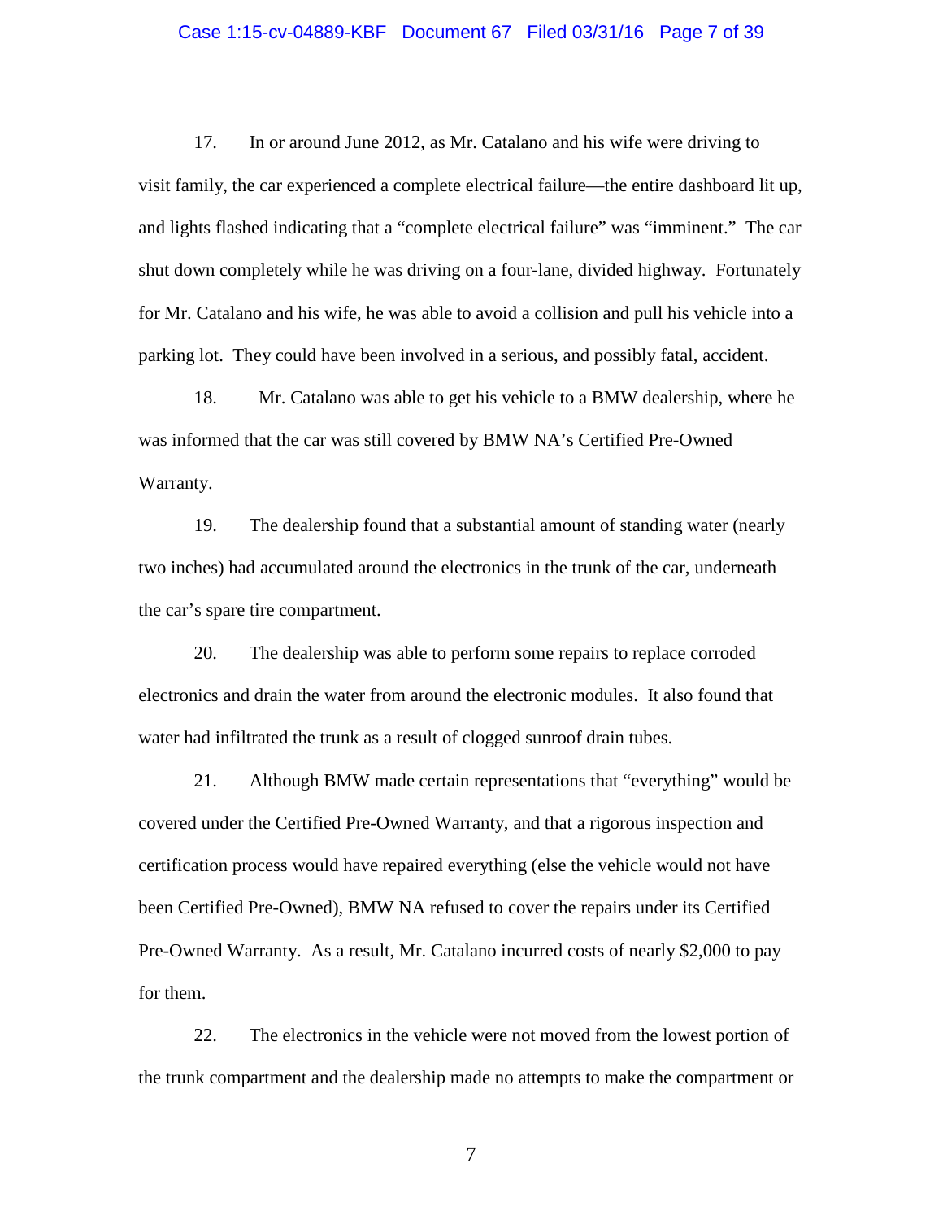17. In or around June 2012, as Mr. Catalano and his wife were driving to visit family, the car experienced a complete electrical failure—the entire dashboard lit up, and lights flashed indicating that a "complete electrical failure" was "imminent." The car shut down completely while he was driving on a four-lane, divided highway. Fortunately for Mr. Catalano and his wife, he was able to avoid a collision and pull his vehicle into a parking lot. They could have been involved in a serious, and possibly fatal, accident.

18. Mr. Catalano was able to get his vehicle to a BMW dealership, where he was informed that the car was still covered by BMW NA's Certified Pre-Owned Warranty.

19. The dealership found that a substantial amount of standing water (nearly two inches) had accumulated around the electronics in the trunk of the car, underneath the car's spare tire compartment.

20. The dealership was able to perform some repairs to replace corroded electronics and drain the water from around the electronic modules. It also found that water had infiltrated the trunk as a result of clogged sunroof drain tubes.

21. Although BMW made certain representations that "everything" would be covered under the Certified Pre-Owned Warranty, and that a rigorous inspection and certification process would have repaired everything (else the vehicle would not have been Certified Pre-Owned), BMW NA refused to cover the repairs under its Certified Pre-Owned Warranty. As a result, Mr. Catalano incurred costs of nearly $2,000 to pay for them.

22. The electronics in the vehicle were not moved from the lowest portion of the trunk compartment and the dealership made no attempts to make the compartment or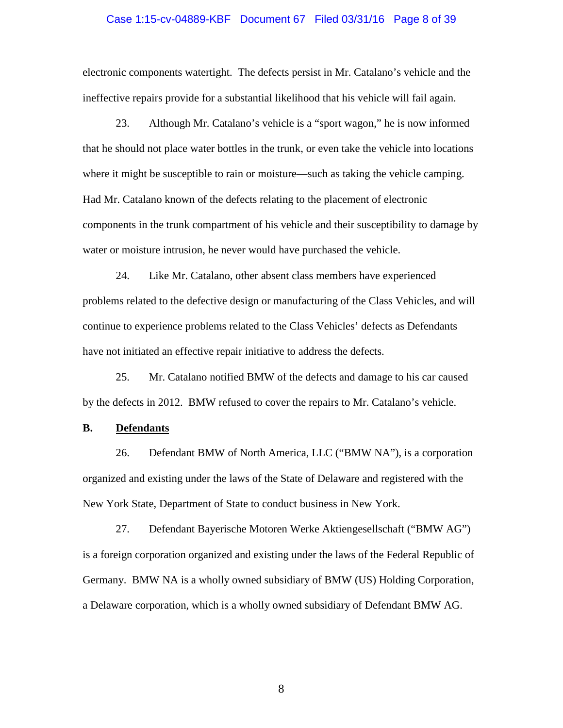electronic components watertight. The defects persist in Mr. Catalano's vehicle and the ineffective repairs provide for a substantial likelihood that his vehicle will fail again.

23. Although Mr. Catalano's vehicle is a "sport wagon," he is now informed that he should not place water bottles in the trunk, or even take the vehicle into locations where it might be susceptible to rain or moisture—such as taking the vehicle camping. Had Mr. Catalano known of the defects relating to the placement of electronic components in the trunk compartment of his vehicle and their susceptibility to damage by water or moisture intrusion, he never would have purchased the vehicle.

24. Like Mr. Catalano, other absent class members have experienced problems related to the defective design or manufacturing of the Class Vehicles, and will continue to experience problems related to the Class Vehicles' defects as Defendants have not initiated an effective repair initiative to address the defects.

25. Mr. Catalano notified BMW of the defects and damage to his car caused by the defects in 2012. BMW refused to cover the repairs to Mr. Catalano's vehicle.

## B. Defendants

26. Defendant BMW of North America, LLC ("BMW NA"), is a corporation organized and existing under the laws of the State of Delaware and registered with the New York State, Department of State to conduct business in New York.

27. Defendant Bayerische Motoren Werke Aktiengesellschaft ("BMW AG") is a foreign corporation organized and existing under the laws of the Federal Republic of Germany. BMW NA is a wholly owned subsidiary of BMW (US) Holding Corporation, a Delaware corporation, which is a wholly owned subsidiary of Defendant BMW AG.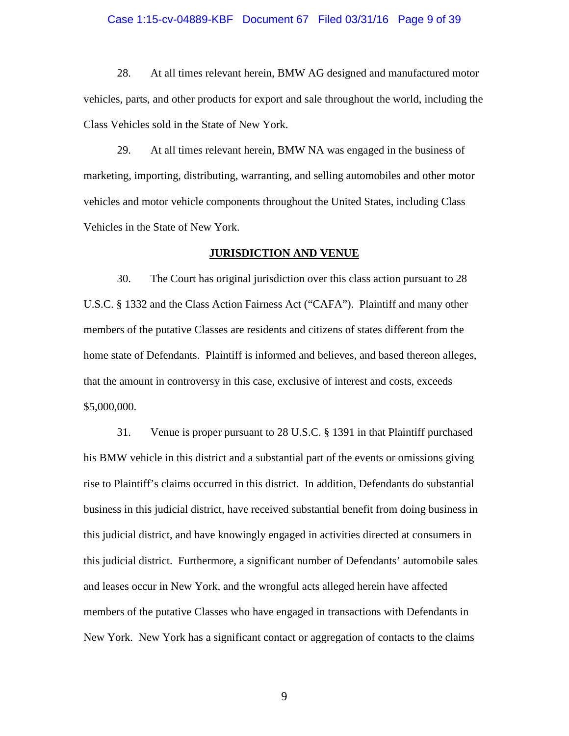28. At all times relevant herein, BMW AG designed and manufactured motor vehicles, parts, and other products for export and sale throughout the world, including the Class Vehicles sold in the State of New York.

29. At all times relevant herein, BMW NA was engaged in the business of marketing, importing, distributing, warranting, and selling automobiles and other motor vehicles and motor vehicle components throughout the United States, including Class Vehicles in the State of New York.

## JURISDICTION AND VENUE

30. The Court has original jurisdiction over this class action pursuant to 28 U.S.C. § 1332 and the Class Action Fairness Act ("CAFA"). Plaintiff and many other members of the putative Classes are residents and citizens of states different from the home state of Defendants. Plaintiff is informed and believes, and based thereon alleges, that the amount in controversy in this case, exclusive of interest and costs, exceeds $5,000,000.

31. Venue is proper pursuant to 28 U.S.C. § 1391 in that Plaintiff purchased his BMW vehicle in this district and a substantial part of the events or omissions giving rise to Plaintiff's claims occurred in this district. In addition, Defendants do substantial business in this judicial district, have received substantial benefit from doing business in this judicial district, and have knowingly engaged in activities directed at consumers in this judicial district. Furthermore, a significant number of Defendants' automobile sales and leases occur in New York, and the wrongful acts alleged herein have affected members of the putative Classes who have engaged in transactions with Defendants in New York. New York has a significant contact or aggregation of contacts to the claims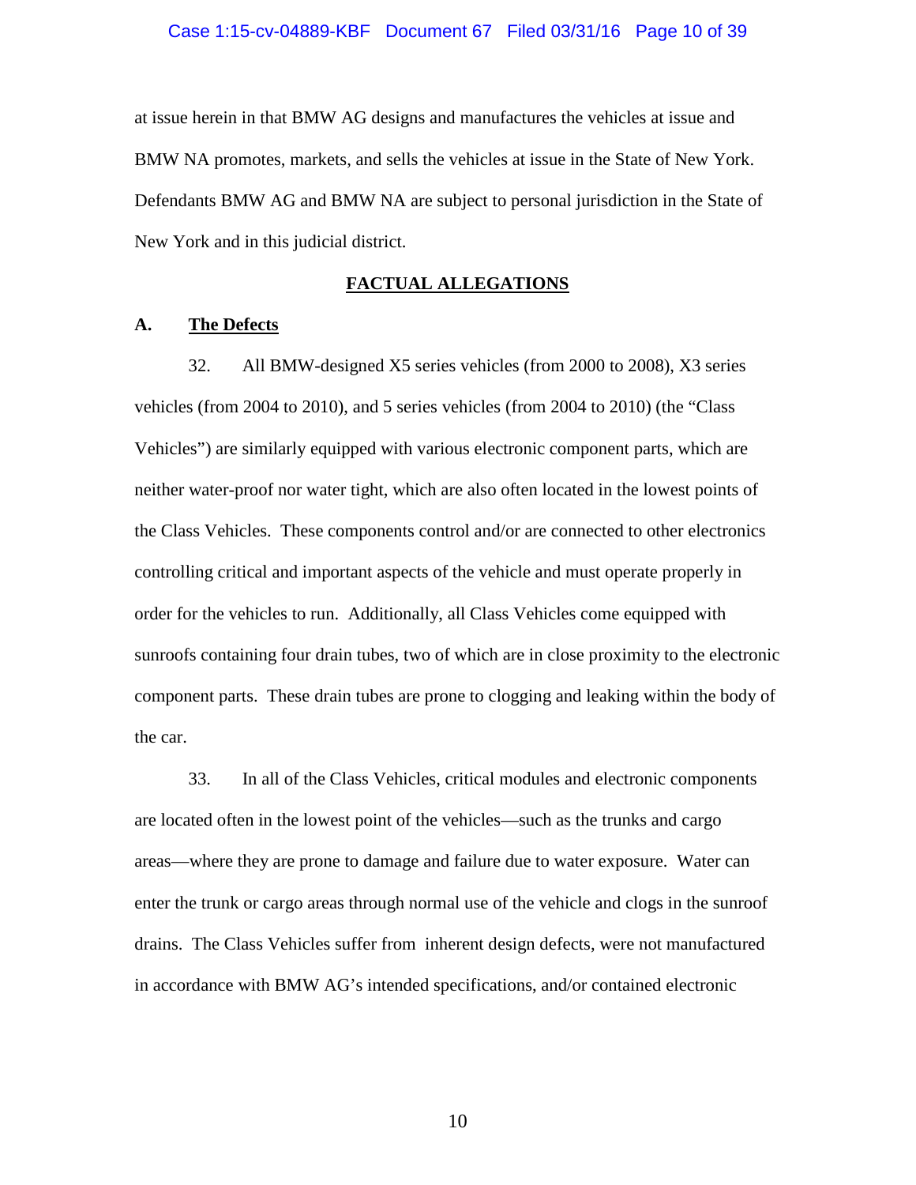at issue herein in that BMW AG designs and manufactures the vehicles at issue and BMW NA promotes, markets, and sells the vehicles at issue in the State of New York. Defendants BMW AG and BMW NA are subject to personal jurisdiction in the State of New York and in this judicial district.

## FACTUAL ALLEGATIONS

### A. The Defects

32. All BMW-designed X5 series vehicles (from 2000 to 2008), X3 series vehicles (from 2004 to 2010), and 5 series vehicles (from 2004 to 2010) (the "Class Vehicles") are similarly equipped with various electronic component parts, which are neither water-proof nor water tight, which are also often located in the lowest points of the Class Vehicles. These components control and/or are connected to other electronics controlling critical and important aspects of the vehicle and must operate properly in order for the vehicles to run. Additionally, all Class Vehicles come equipped with sunroofs containing four drain tubes, two of which are in close proximity to the electronic component parts. These drain tubes are prone to clogging and leaking within the body of the car.

33. In all of the Class Vehicles, critical modules and electronic components are located often in the lowest point of the vehicles—such as the trunks and cargo areas—where they are prone to damage and failure due to water exposure. Water can enter the trunk or cargo areas through normal use of the vehicle and clogs in the sunroof drains. The Class Vehicles suffer from inherent design defects, were not manufactured in accordance with BMW AG's intended specifications, and/or contained electronic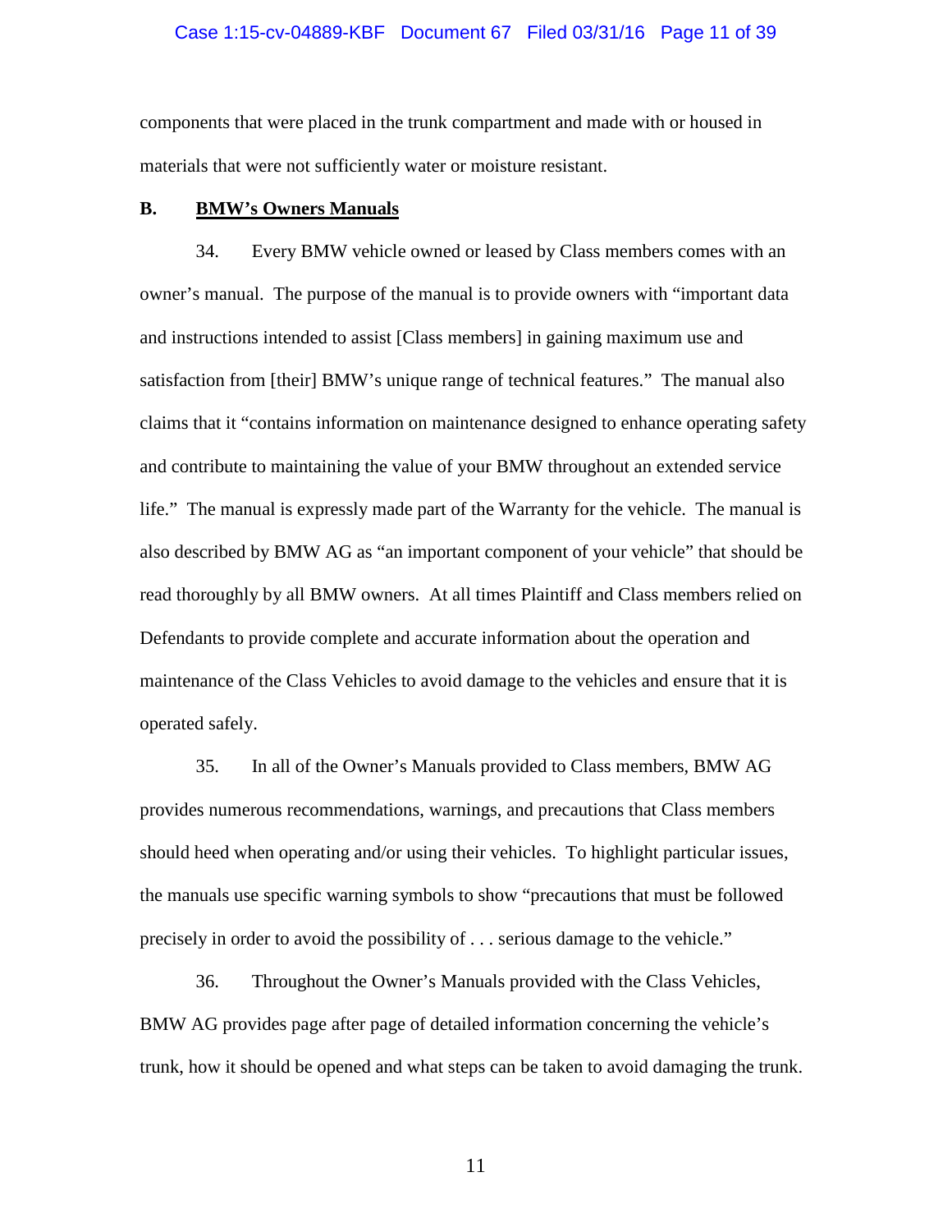components that were placed in the trunk compartment and made with or housed in materials that were not sufficiently water or moisture resistant.

## B. <u>BMW's Owners Manuals</u>

34. Every BMW vehicle owned or leased by Class members comes with an owner's manual. The purpose of the manual is to provide owners with "important data and instructions intended to assist [Class members] in gaining maximum use and satisfaction from [their] BMW's unique range of technical features." The manual also claims that it "contains information on maintenance designed to enhance operating safety and contribute to maintaining the value of your BMW throughout an extended service life." The manual is expressly made part of the Warranty for the vehicle. The manual is also described by BMW AG as "an important component of your vehicle" that should be read thoroughly by all BMW owners. At all times Plaintiff and Class members relied on Defendants to provide complete and accurate information about the operation and maintenance of the Class Vehicles to avoid damage to the vehicles and ensure that it is operated safely.

35. In all of the Owner's Manuals provided to Class members, BMW AG provides numerous recommendations, warnings, and precautions that Class members should heed when operating and/or using their vehicles. To highlight particular issues, the manuals use specific warning symbols to show "precautions that must be followed precisely in order to avoid the possibility of . . . serious damage to the vehicle."

36. Throughout the Owner's Manuals provided with the Class Vehicles, BMW AG provides page after page of detailed information concerning the vehicle's trunk, how it should be opened and what steps can be taken to avoid damaging the trunk.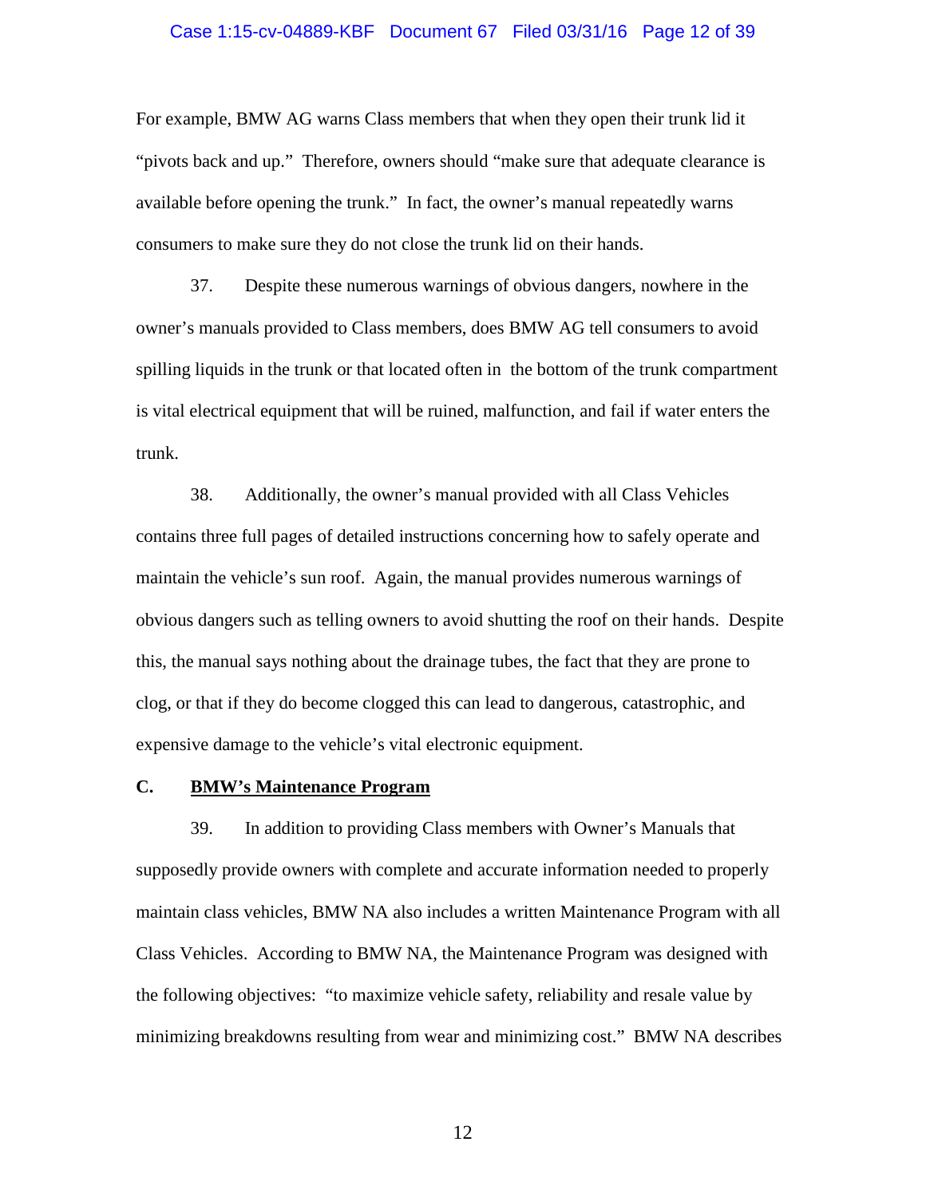For example, BMW AG warns Class members that when they open their trunk lid it "pivots back and up." Therefore, owners should "make sure that adequate clearance is available before opening the trunk." In fact, the owner's manual repeatedly warns consumers to make sure they do not close the trunk lid on their hands.

37. Despite these numerous warnings of obvious dangers, nowhere in the owner's manuals provided to Class members, does BMW AG tell consumers to avoid spilling liquids in the trunk or that located often in the bottom of the trunk compartment is vital electrical equipment that will be ruined, malfunction, and fail if water enters the trunk.

38. Additionally, the owner's manual provided with all Class Vehicles contains three full pages of detailed instructions concerning how to safely operate and maintain the vehicle's sun roof. Again, the manual provides numerous warnings of obvious dangers such as telling owners to avoid shutting the roof on their hands. Despite this, the manual says nothing about the drainage tubes, the fact that they are prone to clog, or that if they do become clogged this can lead to dangerous, catastrophic, and expensive damage to the vehicle's vital electronic equipment.

**C. <u>BMW's Maintenance Program</u>**

39. In addition to providing Class members with Owner's Manuals that supposedly provide owners with complete and accurate information needed to properly maintain class vehicles, BMW NA also includes a written Maintenance Program with all Class Vehicles. According to BMW NA, the Maintenance Program was designed with the following objectives: "to maximize vehicle safety, reliability and resale value by minimizing breakdowns resulting from wear and minimizing cost." BMW NA describes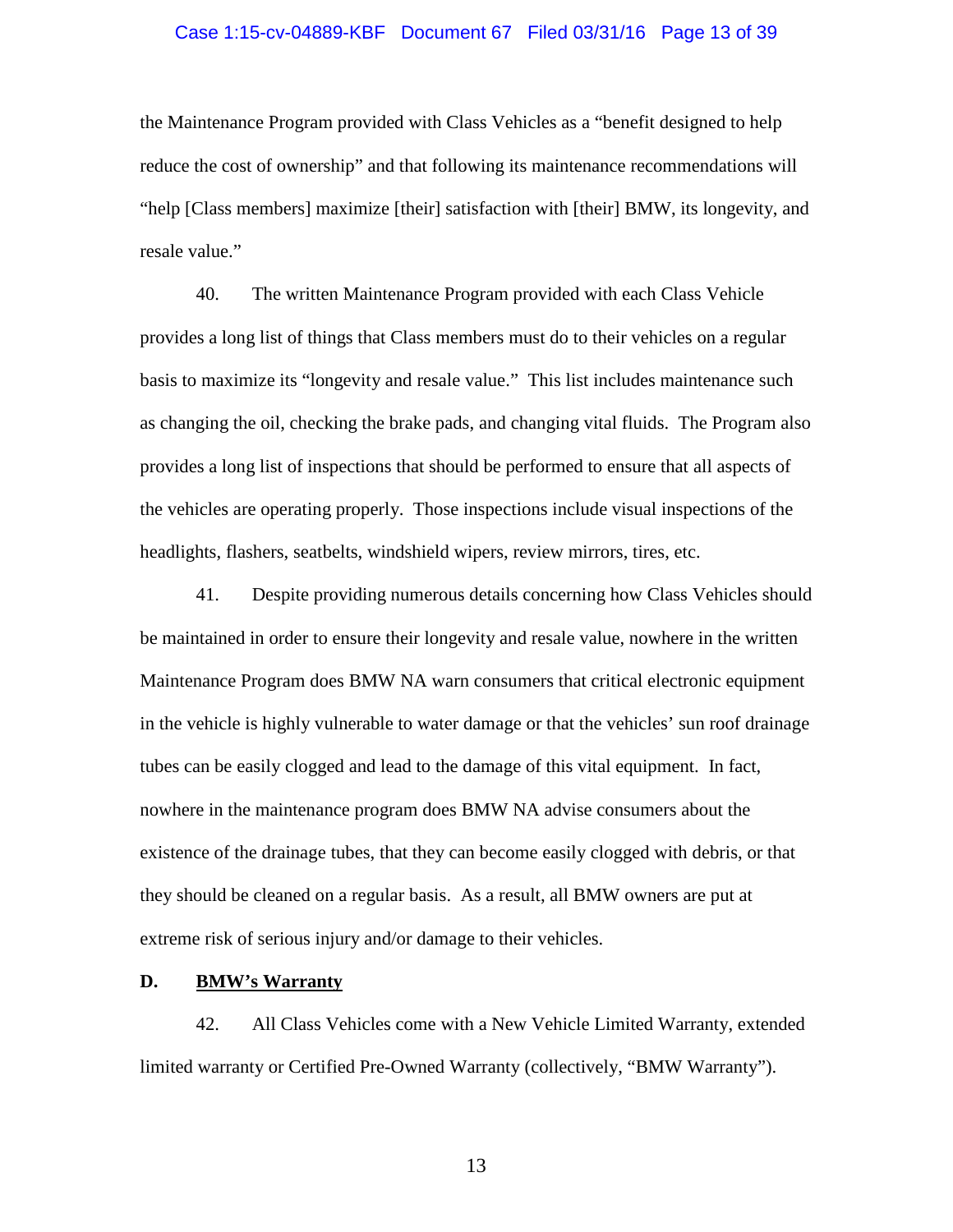the Maintenance Program provided with Class Vehicles as a "benefit designed to help reduce the cost of ownership" and that following its maintenance recommendations will "help [Class members] maximize [their] satisfaction with [their] BMW, its longevity, and resale value."

40. The written Maintenance Program provided with each Class Vehicle provides a long list of things that Class members must do to their vehicles on a regular basis to maximize its "longevity and resale value." This list includes maintenance such as changing the oil, checking the brake pads, and changing vital fluids. The Program also provides a long list of inspections that should be performed to ensure that all aspects of the vehicles are operating properly. Those inspections include visual inspections of the headlights, flashers, seatbelts, windshield wipers, review mirrors, tires, etc.

41. Despite providing numerous details concerning how Class Vehicles should be maintained in order to ensure their longevity and resale value, nowhere in the written Maintenance Program does BMW NA warn consumers that critical electronic equipment in the vehicle is highly vulnerable to water damage or that the vehicles' sun roof drainage tubes can be easily clogged and lead to the damage of this vital equipment. In fact, nowhere in the maintenance program does BMW NA advise consumers about the existence of the drainage tubes, that they can become easily clogged with debris, or that they should be cleaned on a regular basis. As a result, all BMW owners are put at extreme risk of serious injury and/or damage to their vehicles.

### D. BMW's Warranty

42. All Class Vehicles come with a New Vehicle Limited Warranty, extended limited warranty or Certified Pre-Owned Warranty (collectively, "BMW Warranty").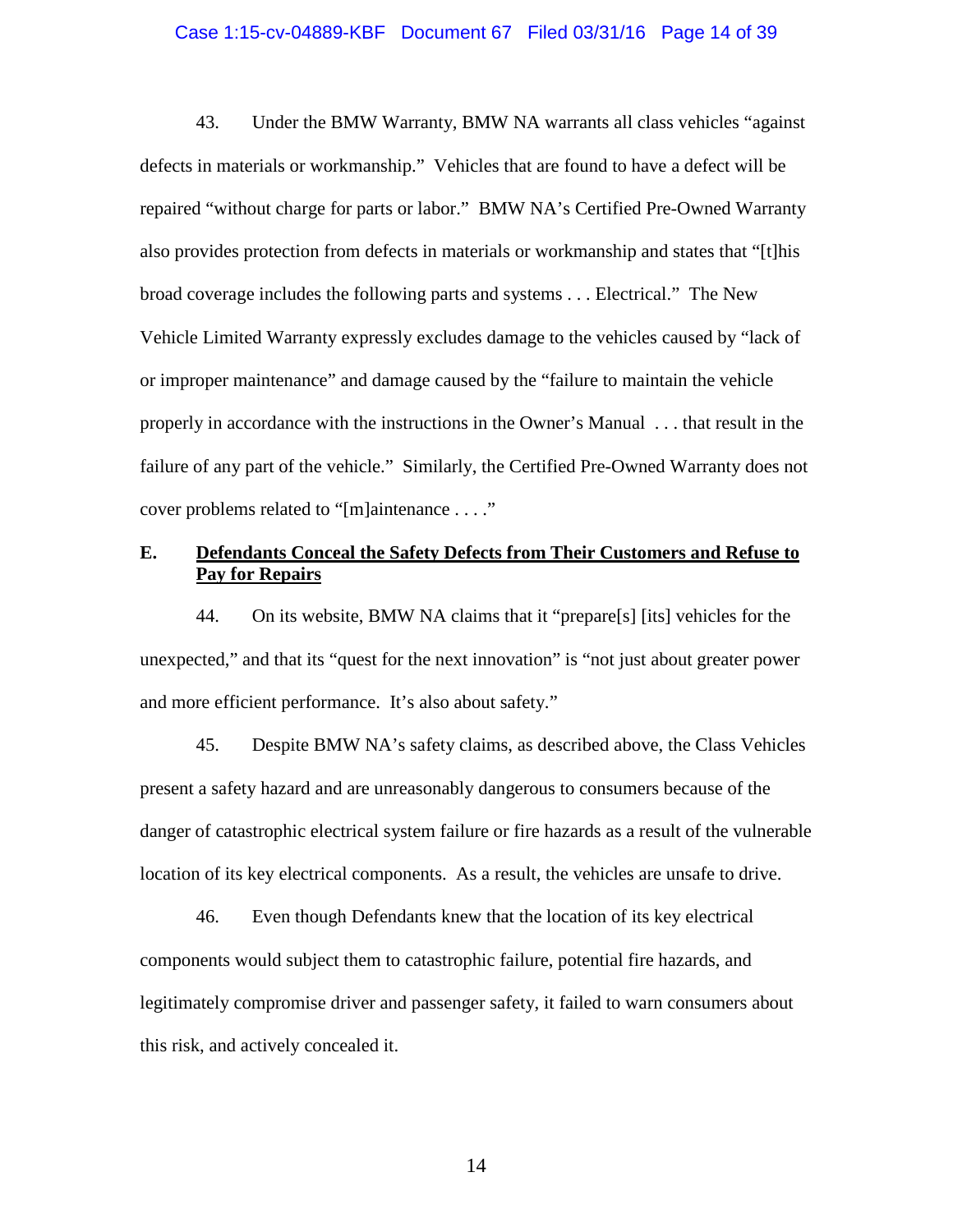43. Under the BMW Warranty, BMW NA warrants all class vehicles "against defects in materials or workmanship." Vehicles that are found to have a defect will be repaired "without charge for parts or labor." BMW NA's Certified Pre-Owned Warranty also provides protection from defects in materials or workmanship and states that "[t]his broad coverage includes the following parts and systems . . . Electrical." The New Vehicle Limited Warranty expressly excludes damage to the vehicles caused by "lack of or improper maintenance" and damage caused by the "failure to maintain the vehicle properly in accordance with the instructions in the Owner's Manual . . . that result in the failure of any part of the vehicle." Similarly, the Certified Pre-Owned Warranty does not cover problems related to "[m]aintenance . . . ."

## E. Defendants Conceal the Safety Defects from Their Customers and Refuse to Pay for Repairs

44. On its website, BMW NA claims that it "prepare[s] [its] vehicles for the unexpected," and that its "quest for the next innovation" is "not just about greater power and more efficient performance. It's also about safety."

45. Despite BMW NA's safety claims, as described above, the Class Vehicles present a safety hazard and are unreasonably dangerous to consumers because of the danger of catastrophic electrical system failure or fire hazards as a result of the vulnerable location of its key electrical components. As a result, the vehicles are unsafe to drive.

46. Even though Defendants knew that the location of its key electrical components would subject them to catastrophic failure, potential fire hazards, and legitimately compromise driver and passenger safety, it failed to warn consumers about this risk, and actively concealed it.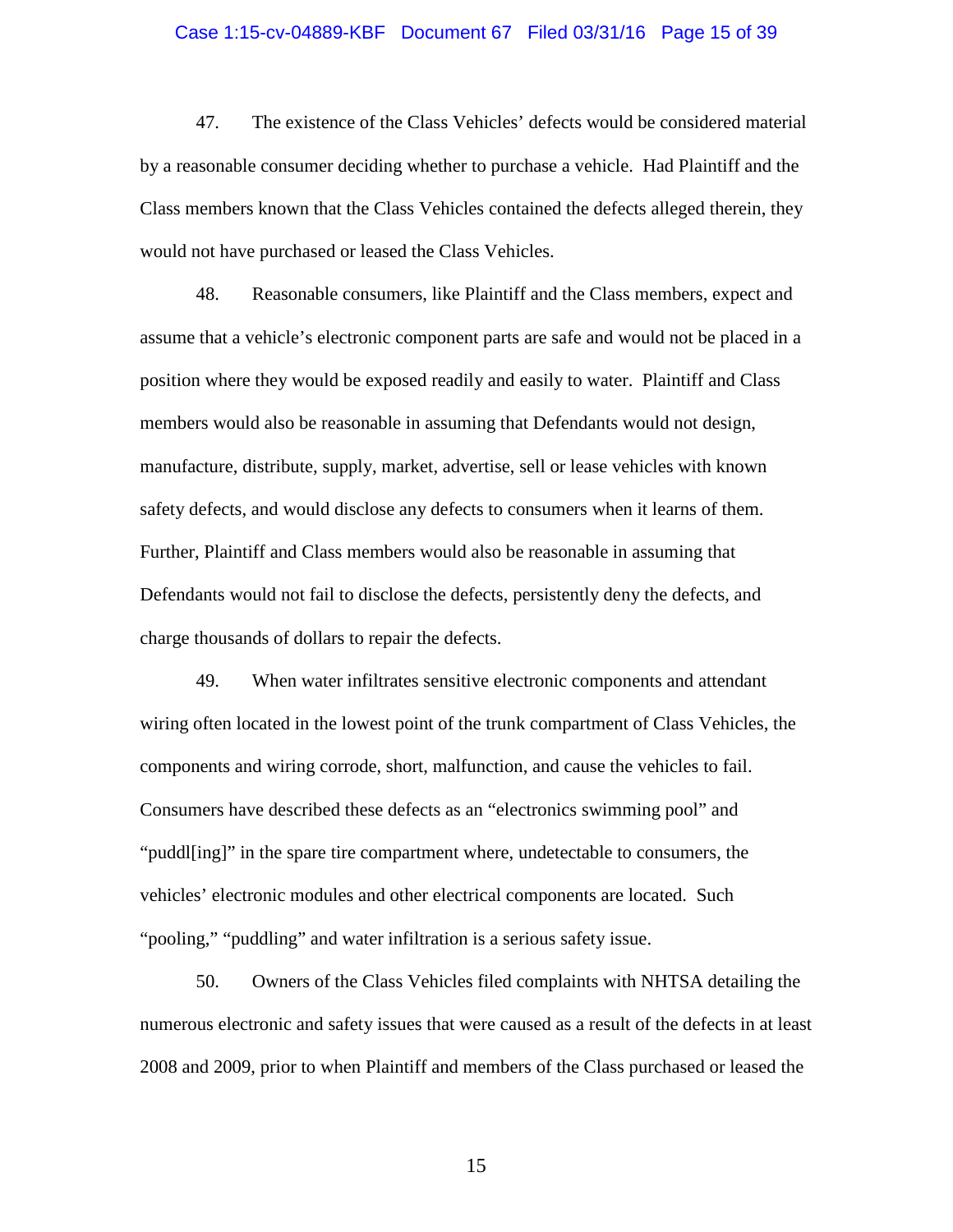47. The existence of the Class Vehicles' defects would be considered material by a reasonable consumer deciding whether to purchase a vehicle. Had Plaintiff and the Class members known that the Class Vehicles contained the defects alleged therein, they would not have purchased or leased the Class Vehicles.

48. Reasonable consumers, like Plaintiff and the Class members, expect and assume that a vehicle's electronic component parts are safe and would not be placed in a position where they would be exposed readily and easily to water. Plaintiff and Class members would also be reasonable in assuming that Defendants would not design, manufacture, distribute, supply, market, advertise, sell or lease vehicles with known safety defects, and would disclose any defects to consumers when it learns of them. Further, Plaintiff and Class members would also be reasonable in assuming that Defendants would not fail to disclose the defects, persistently deny the defects, and charge thousands of dollars to repair the defects.

49. When water infiltrates sensitive electronic components and attendant wiring often located in the lowest point of the trunk compartment of Class Vehicles, the components and wiring corrode, short, malfunction, and cause the vehicles to fail. Consumers have described these defects as an "electronics swimming pool" and "puddl[ing]" in the spare tire compartment where, undetectable to consumers, the vehicles' electronic modules and other electrical components are located. Such "pooling," "puddling" and water infiltration is a serious safety issue.

50. Owners of the Class Vehicles filed complaints with NHTSA detailing the numerous electronic and safety issues that were caused as a result of the defects in at least 2008 and 2009, prior to when Plaintiff and members of the Class purchased or leased the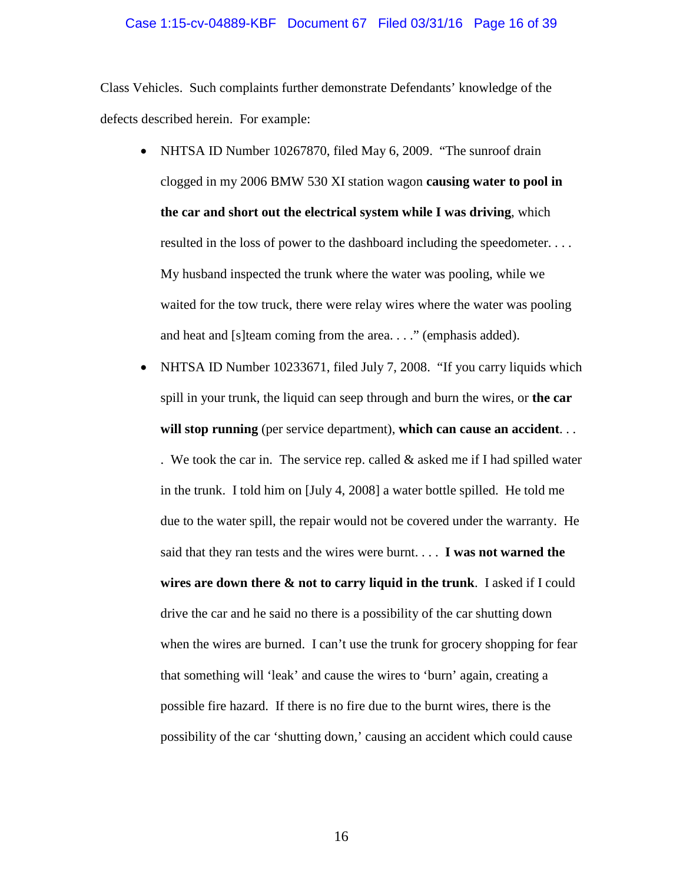Class Vehicles. Such complaints further demonstrate Defendants' knowledge of the defects described herein. For example:

- NHTSA ID Number 10267870, filed May 6, 2009. "The sunroof drain clogged in my 2006 BMW 530 XI station wagon **causing water to pool in the car and short out the electrical system while I was driving**, which resulted in the loss of power to the dashboard including the speedometer. . . . My husband inspected the trunk where the water was pooling, while we waited for the tow truck, there were relay wires where the water was pooling and heat and [s]team coming from the area. . . ." (emphasis added).

- NHTSA ID Number 10233671, filed July 7, 2008. "If you carry liquids which spill in your trunk, the liquid can seep through and burn the wires, or **the car will stop running** (per service department), **which can cause an accident**. . . . We took the car in. The service rep. called & asked me if I had spilled water in the trunk. I told him on [July 4, 2008] a water bottle spilled. He told me due to the water spill, the repair would not be covered under the warranty. He said that they ran tests and the wires were burnt. . . . **I was not warned the wires are down there & not to carry liquid in the trunk**. I asked if I could drive the car and he said no there is a possibility of the car shutting down when the wires are burned. I can't use the trunk for grocery shopping for fear that something will 'leak' and cause the wires to 'burn' again, creating a possible fire hazard. If there is no fire due to the burnt wires, there is the possibility of the car 'shutting down,' causing an accident which could cause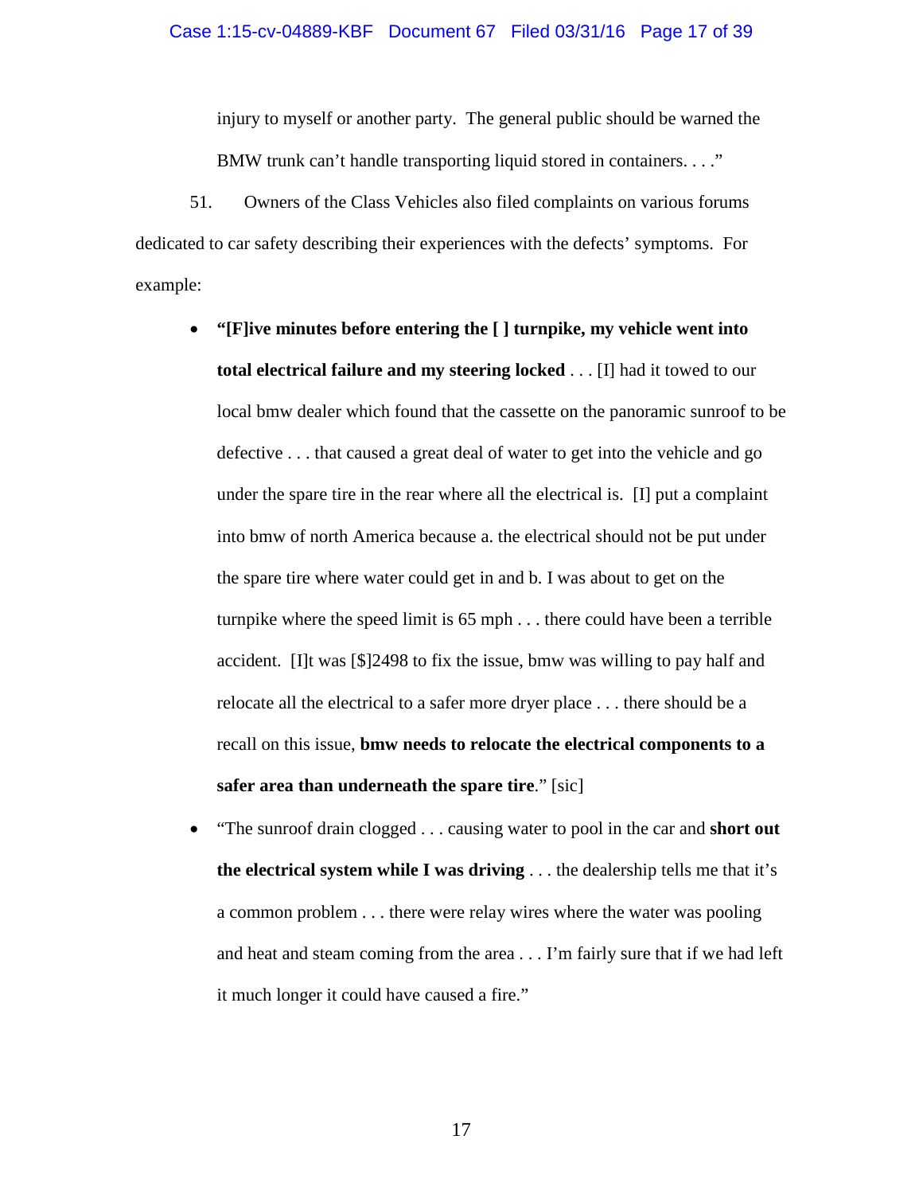injury to myself or another party. The general public should be warned the BMW trunk can't handle transporting liquid stored in containers. . . ."

51. Owners of the Class Vehicles also filed complaints on various forums dedicated to car safety describing their experiences with the defects' symptoms. For example:

- **"[F]ive minutes before entering the [ ] turnpike, my vehicle went into total electrical failure and my steering locked** . . . [I] had it towed to our local bmw dealer which found that the cassette on the panoramic sunroof to be defective . . . that caused a great deal of water to get into the vehicle and go under the spare tire in the rear where all the electrical is. [I] put a complaint into bmw of north America because a. the electrical should not be put under the spare tire where water could get in and b. I was about to get on the turnpike where the speed limit is 65 mph . . . there could have been a terrible accident. [I]t was [$]2498 to fix the issue, bmw was willing to pay half and relocate all the electrical to a safer more dryer place . . . there should be a recall on this issue, **bmw needs to relocate the electrical components to a safer area than underneath the spare tire**." [sic]
- "The sunroof drain clogged . . . causing water to pool in the car and **short out the electrical system while I was driving** . . . the dealership tells me that it's a common problem . . . there were relay wires where the water was pooling and heat and steam coming from the area . . . I'm fairly sure that if we had left it much longer it could have caused a fire."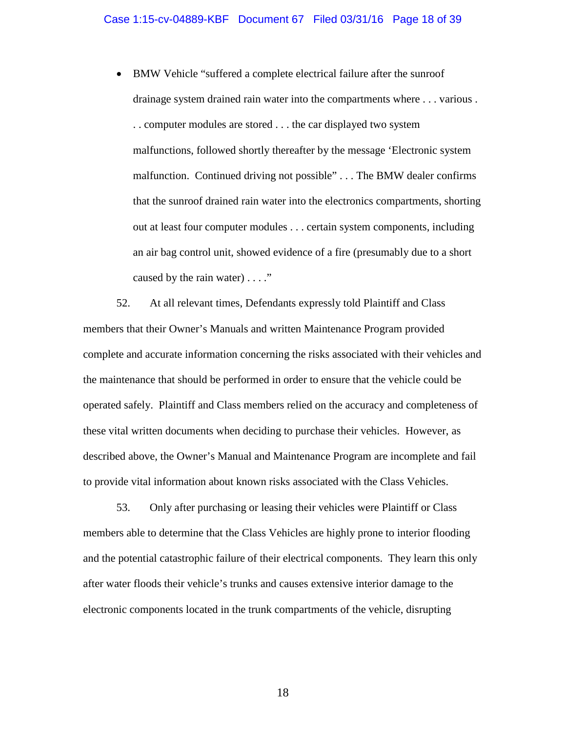- BMW Vehicle "suffered a complete electrical failure after the sunroof drainage system drained rain water into the compartments where . . . various . . . computer modules are stored . . . the car displayed two system malfunctions, followed shortly thereafter by the message 'Electronic system malfunction. Continued driving not possible" . . . The BMW dealer confirms that the sunroof drained rain water into the electronics compartments, shorting out at least four computer modules . . . certain system components, including an air bag control unit, showed evidence of a fire (presumably due to a short caused by the rain water) . . . ."

52. At all relevant times, Defendants expressly told Plaintiff and Class members that their Owner's Manuals and written Maintenance Program provided complete and accurate information concerning the risks associated with their vehicles and the maintenance that should be performed in order to ensure that the vehicle could be operated safely. Plaintiff and Class members relied on the accuracy and completeness of these vital written documents when deciding to purchase their vehicles. However, as described above, the Owner's Manual and Maintenance Program are incomplete and fail to provide vital information about known risks associated with the Class Vehicles.

53. Only after purchasing or leasing their vehicles were Plaintiff or Class members able to determine that the Class Vehicles are highly prone to interior flooding and the potential catastrophic failure of their electrical components. They learn this only after water floods their vehicle's trunks and causes extensive interior damage to the electronic components located in the trunk compartments of the vehicle, disrupting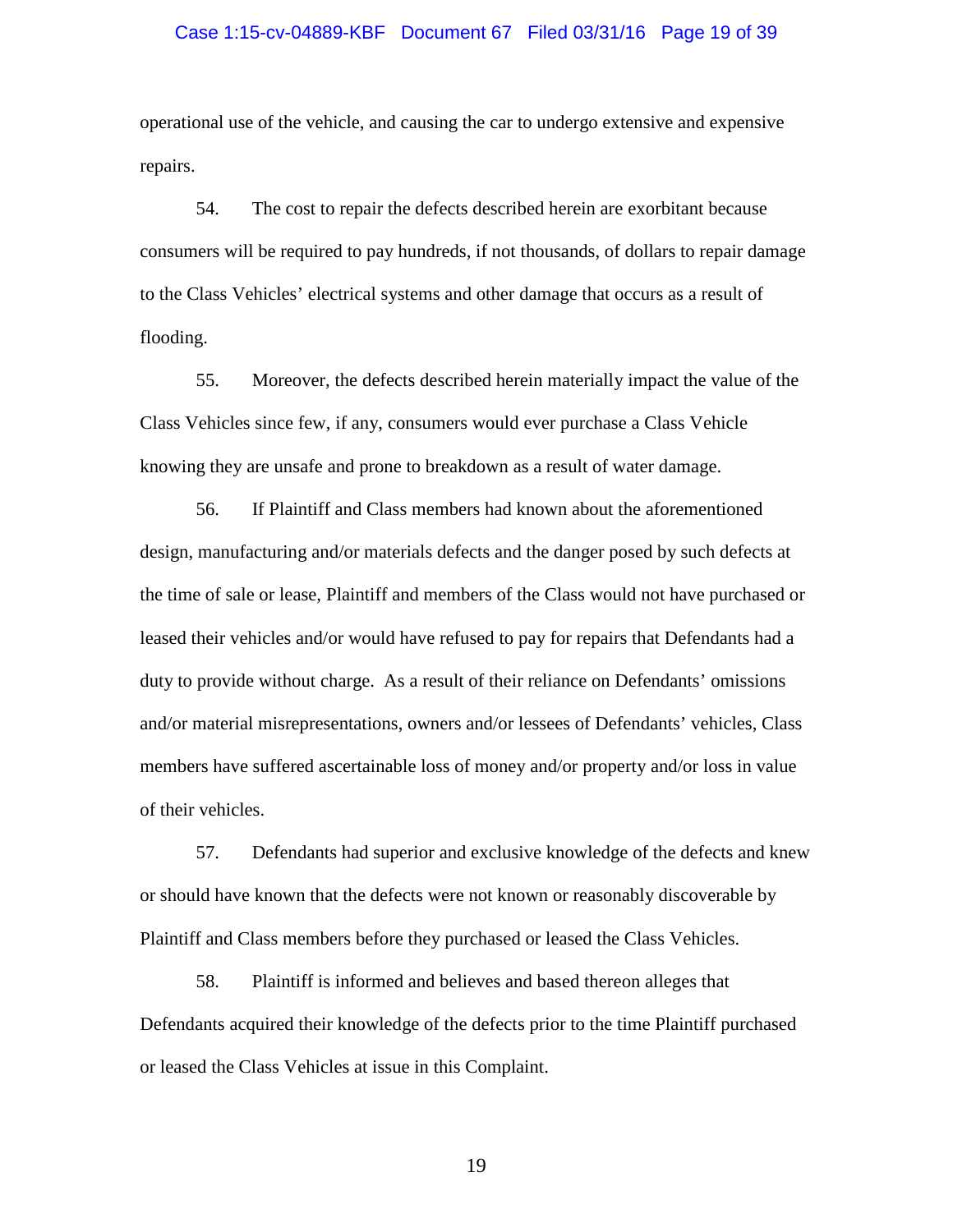operational use of the vehicle, and causing the car to undergo extensive and expensive repairs.

54. The cost to repair the defects described herein are exorbitant because consumers will be required to pay hundreds, if not thousands, of dollars to repair damage to the Class Vehicles' electrical systems and other damage that occurs as a result of flooding.

55. Moreover, the defects described herein materially impact the value of the Class Vehicles since few, if any, consumers would ever purchase a Class Vehicle knowing they are unsafe and prone to breakdown as a result of water damage.

56. If Plaintiff and Class members had known about the aforementioned design, manufacturing and/or materials defects and the danger posed by such defects at the time of sale or lease, Plaintiff and members of the Class would not have purchased or leased their vehicles and/or would have refused to pay for repairs that Defendants had a duty to provide without charge. As a result of their reliance on Defendants' omissions and/or material misrepresentations, owners and/or lessees of Defendants' vehicles, Class members have suffered ascertainable loss of money and/or property and/or loss in value of their vehicles.

57. Defendants had superior and exclusive knowledge of the defects and knew or should have known that the defects were not known or reasonably discoverable by Plaintiff and Class members before they purchased or leased the Class Vehicles.

58. Plaintiff is informed and believes and based thereon alleges that Defendants acquired their knowledge of the defects prior to the time Plaintiff purchased or leased the Class Vehicles at issue in this Complaint.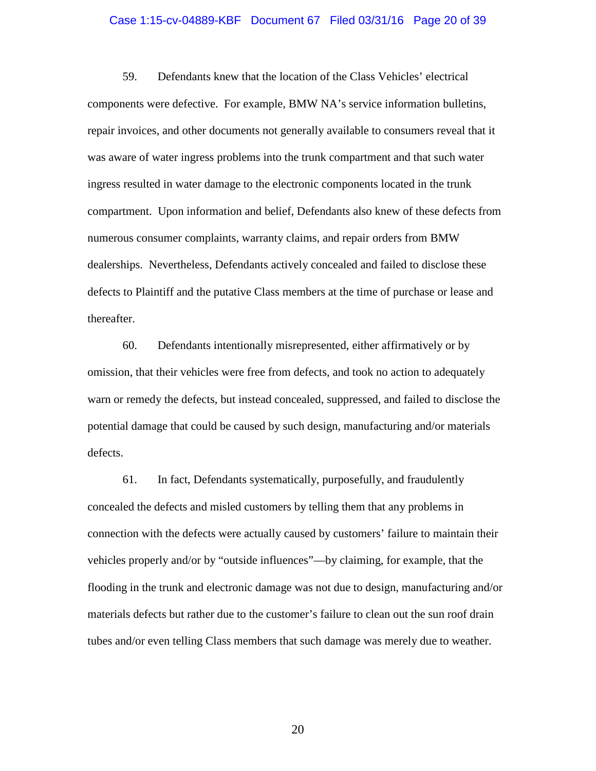59. Defendants knew that the location of the Class Vehicles' electrical components were defective. For example, BMW NA's service information bulletins, repair invoices, and other documents not generally available to consumers reveal that it was aware of water ingress problems into the trunk compartment and that such water ingress resulted in water damage to the electronic components located in the trunk compartment. Upon information and belief, Defendants also knew of these defects from numerous consumer complaints, warranty claims, and repair orders from BMW dealerships. Nevertheless, Defendants actively concealed and failed to disclose these defects to Plaintiff and the putative Class members at the time of purchase or lease and thereafter.

60. Defendants intentionally misrepresented, either affirmatively or by omission, that their vehicles were free from defects, and took no action to adequately warn or remedy the defects, but instead concealed, suppressed, and failed to disclose the potential damage that could be caused by such design, manufacturing and/or materials defects.

61. In fact, Defendants systematically, purposefully, and fraudulently concealed the defects and misled customers by telling them that any problems in connection with the defects were actually caused by customers' failure to maintain their vehicles properly and/or by "outside influences"—by claiming, for example, that the flooding in the trunk and electronic damage was not due to design, manufacturing and/or materials defects but rather due to the customer's failure to clean out the sun roof drain tubes and/or even telling Class members that such damage was merely due to weather.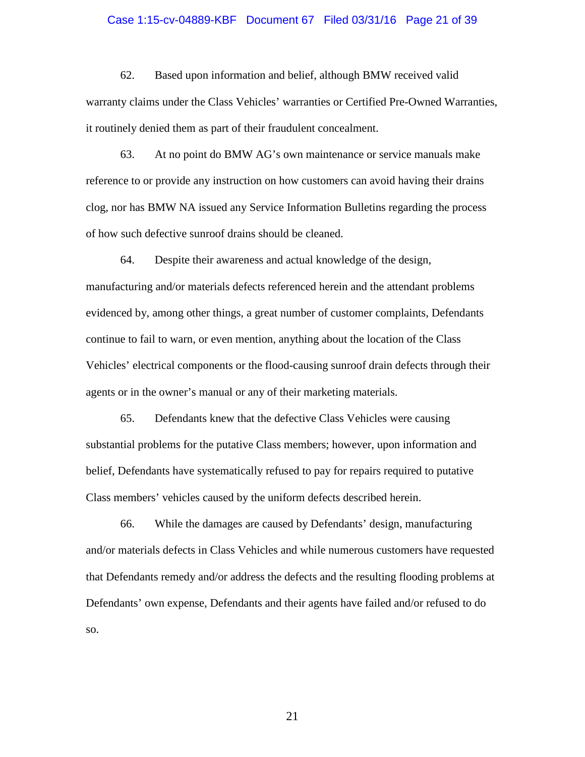62. Based upon information and belief, although BMW received valid warranty claims under the Class Vehicles' warranties or Certified Pre-Owned Warranties, it routinely denied them as part of their fraudulent concealment.

63. At no point do BMW AG's own maintenance or service manuals make reference to or provide any instruction on how customers can avoid having their drains clog, nor has BMW NA issued any Service Information Bulletins regarding the process of how such defective sunroof drains should be cleaned.

64. Despite their awareness and actual knowledge of the design, manufacturing and/or materials defects referenced herein and the attendant problems evidenced by, among other things, a great number of customer complaints, Defendants continue to fail to warn, or even mention, anything about the location of the Class Vehicles' electrical components or the flood-causing sunroof drain defects through their agents or in the owner's manual or any of their marketing materials.

65. Defendants knew that the defective Class Vehicles were causing substantial problems for the putative Class members; however, upon information and belief, Defendants have systematically refused to pay for repairs required to putative Class members' vehicles caused by the uniform defects described herein.

66. While the damages are caused by Defendants' design, manufacturing and/or materials defects in Class Vehicles and while numerous customers have requested that Defendants remedy and/or address the defects and the resulting flooding problems at Defendants' own expense, Defendants and their agents have failed and/or refused to do so.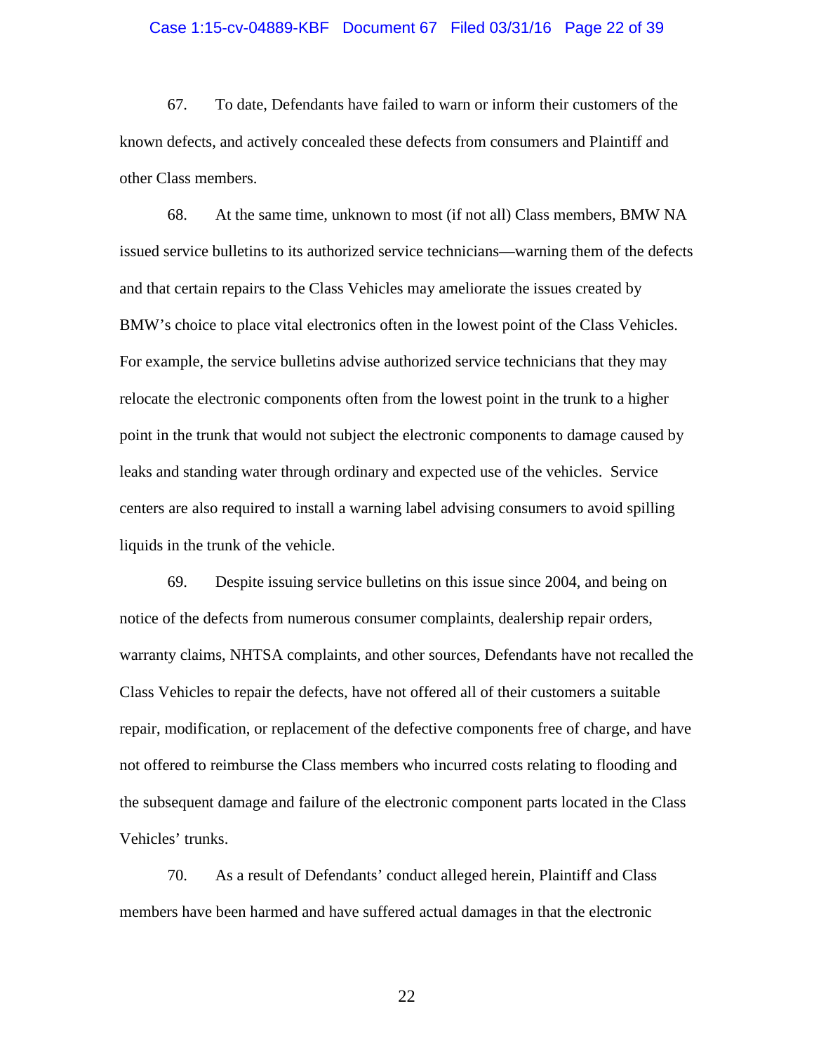67. To date, Defendants have failed to warn or inform their customers of the known defects, and actively concealed these defects from consumers and Plaintiff and other Class members.

68. At the same time, unknown to most (if not all) Class members, BMW NA issued service bulletins to its authorized service technicians—warning them of the defects and that certain repairs to the Class Vehicles may ameliorate the issues created by BMW's choice to place vital electronics often in the lowest point of the Class Vehicles. For example, the service bulletins advise authorized service technicians that they may relocate the electronic components often from the lowest point in the trunk to a higher point in the trunk that would not subject the electronic components to damage caused by leaks and standing water through ordinary and expected use of the vehicles. Service centers are also required to install a warning label advising consumers to avoid spilling liquids in the trunk of the vehicle.

69. Despite issuing service bulletins on this issue since 2004, and being on notice of the defects from numerous consumer complaints, dealership repair orders, warranty claims, NHTSA complaints, and other sources, Defendants have not recalled the Class Vehicles to repair the defects, have not offered all of their customers a suitable repair, modification, or replacement of the defective components free of charge, and have not offered to reimburse the Class members who incurred costs relating to flooding and the subsequent damage and failure of the electronic component parts located in the Class Vehicles' trunks.

70. As a result of Defendants' conduct alleged herein, Plaintiff and Class members have been harmed and have suffered actual damages in that the electronic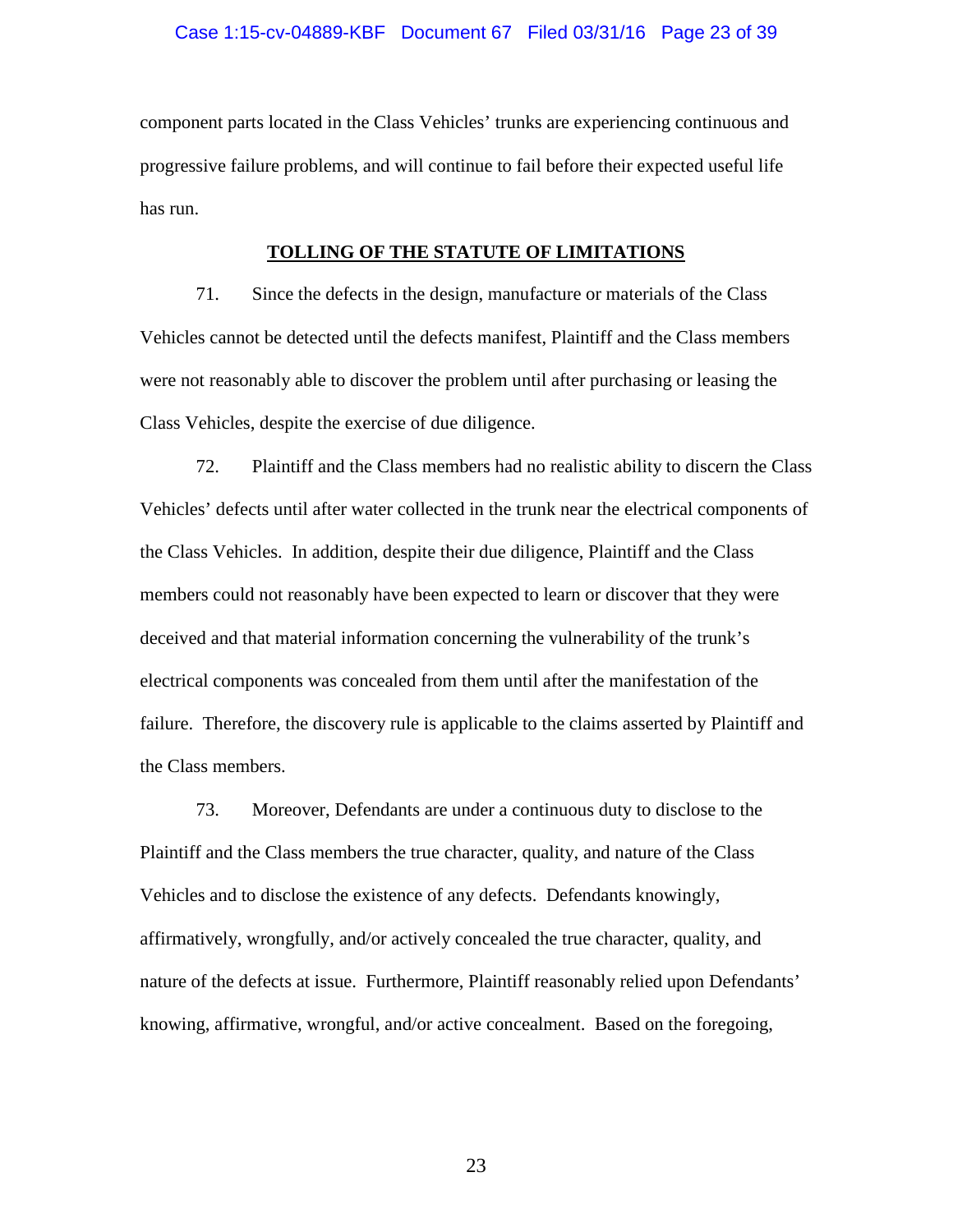component parts located in the Class Vehicles' trunks are experiencing continuous and progressive failure problems, and will continue to fail before their expected useful life has run.

## TOLLING OF THE STATUTE OF LIMITATIONS

71. Since the defects in the design, manufacture or materials of the Class Vehicles cannot be detected until the defects manifest, Plaintiff and the Class members were not reasonably able to discover the problem until after purchasing or leasing the Class Vehicles, despite the exercise of due diligence.

72. Plaintiff and the Class members had no realistic ability to discern the Class Vehicles' defects until after water collected in the trunk near the electrical components of the Class Vehicles. In addition, despite their due diligence, Plaintiff and the Class members could not reasonably have been expected to learn or discover that they were deceived and that material information concerning the vulnerability of the trunk's electrical components was concealed from them until after the manifestation of the failure. Therefore, the discovery rule is applicable to the claims asserted by Plaintiff and the Class members.

73. Moreover, Defendants are under a continuous duty to disclose to the Plaintiff and the Class members the true character, quality, and nature of the Class Vehicles and to disclose the existence of any defects. Defendants knowingly, affirmatively, wrongfully, and/or actively concealed the true character, quality, and nature of the defects at issue. Furthermore, Plaintiff reasonably relied upon Defendants' knowing, affirmative, wrongful, and/or active concealment. Based on the foregoing,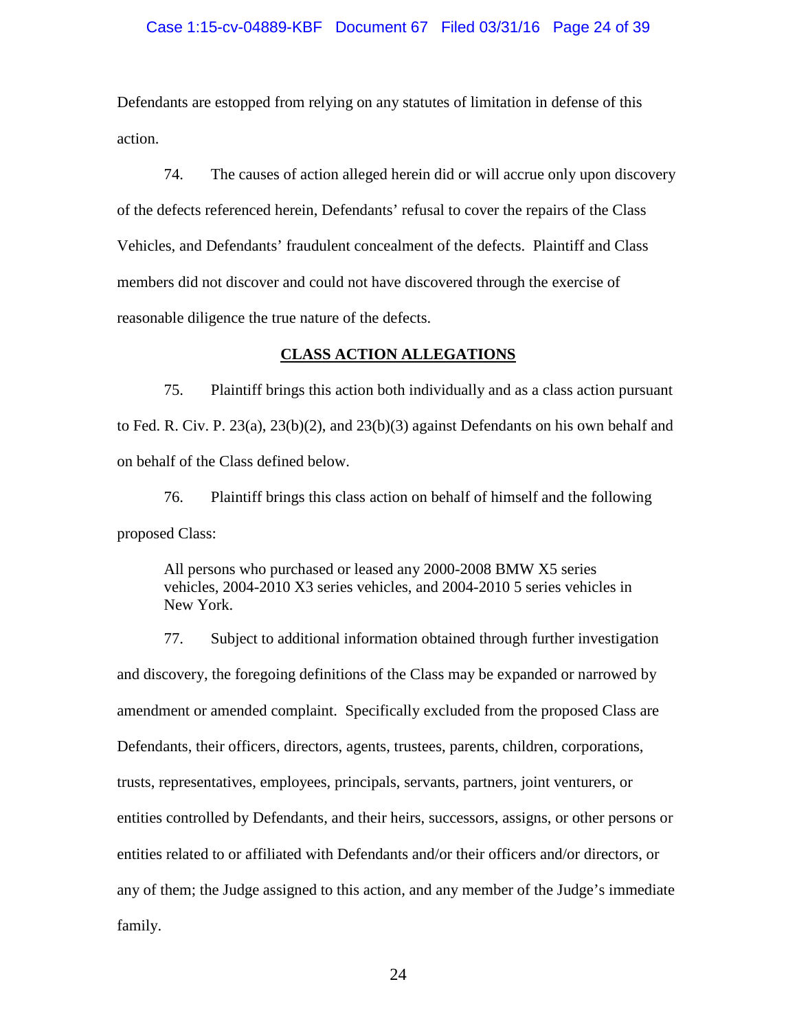Defendants are estopped from relying on any statutes of limitation in defense of this action.

74. The causes of action alleged herein did or will accrue only upon discovery of the defects referenced herein, Defendants' refusal to cover the repairs of the Class Vehicles, and Defendants' fraudulent concealment of the defects. Plaintiff and Class members did not discover and could not have discovered through the exercise of reasonable diligence the true nature of the defects.

## CLASS ACTION ALLEGATIONS

75. Plaintiff brings this action both individually and as a class action pursuant to Fed. R. Civ. P. 23(a), 23(b)(2), and 23(b)(3) against Defendants on his own behalf and on behalf of the Class defined below.

76. Plaintiff brings this class action on behalf of himself and the following proposed Class:

> All persons who purchased or leased any 2000-2008 BMW X5 series vehicles, 2004-2010 X3 series vehicles, and 2004-2010 5 series vehicles in New York.

77. Subject to additional information obtained through further investigation and discovery, the foregoing definitions of the Class may be expanded or narrowed by amendment or amended complaint. Specifically excluded from the proposed Class are Defendants, their officers, directors, agents, trustees, parents, children, corporations, trusts, representatives, employees, principals, servants, partners, joint venturers, or entities controlled by Defendants, and their heirs, successors, assigns, or other persons or entities related to or affiliated with Defendants and/or their officers and/or directors, or any of them; the Judge assigned to this action, and any member of the Judge's immediate family.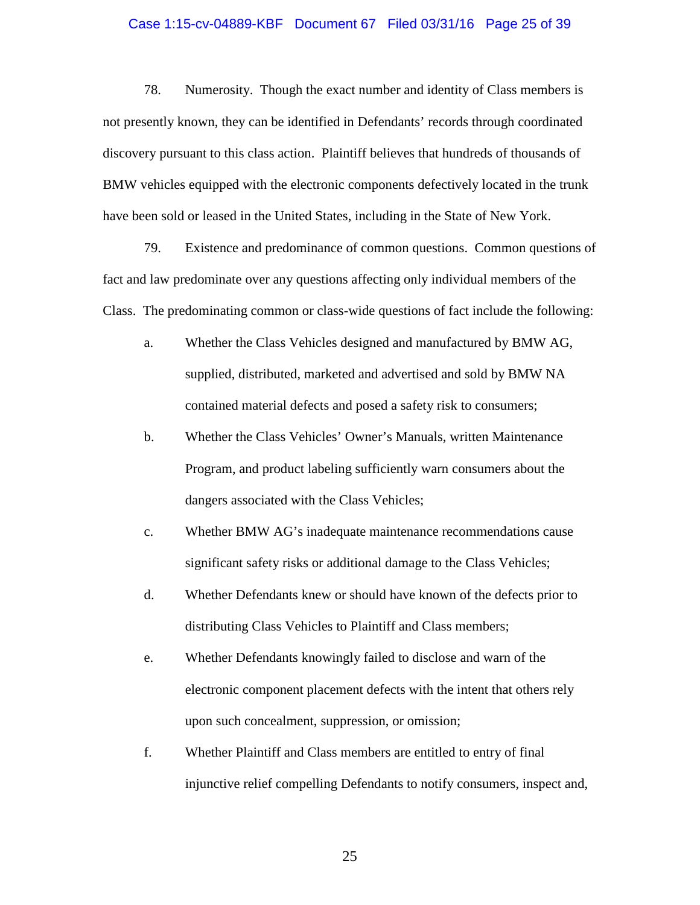78. Numerosity. Though the exact number and identity of Class members is not presently known, they can be identified in Defendants' records through coordinated discovery pursuant to this class action. Plaintiff believes that hundreds of thousands of BMW vehicles equipped with the electronic components defectively located in the trunk have been sold or leased in the United States, including in the State of New York.

79. Existence and predominance of common questions. Common questions of fact and law predominate over any questions affecting only individual members of the Class. The predominating common or class-wide questions of fact include the following:

a. Whether the Class Vehicles designed and manufactured by BMW AG, supplied, distributed, marketed and advertised and sold by BMW NA contained material defects and posed a safety risk to consumers;

b. Whether the Class Vehicles' Owner's Manuals, written Maintenance Program, and product labeling sufficiently warn consumers about the dangers associated with the Class Vehicles;

c. Whether BMW AG's inadequate maintenance recommendations cause significant safety risks or additional damage to the Class Vehicles;

d. Whether Defendants knew or should have known of the defects prior to distributing Class Vehicles to Plaintiff and Class members;

e. Whether Defendants knowingly failed to disclose and warn of the electronic component placement defects with the intent that others rely upon such concealment, suppression, or omission;

f. Whether Plaintiff and Class members are entitled to entry of final injunctive relief compelling Defendants to notify consumers, inspect and,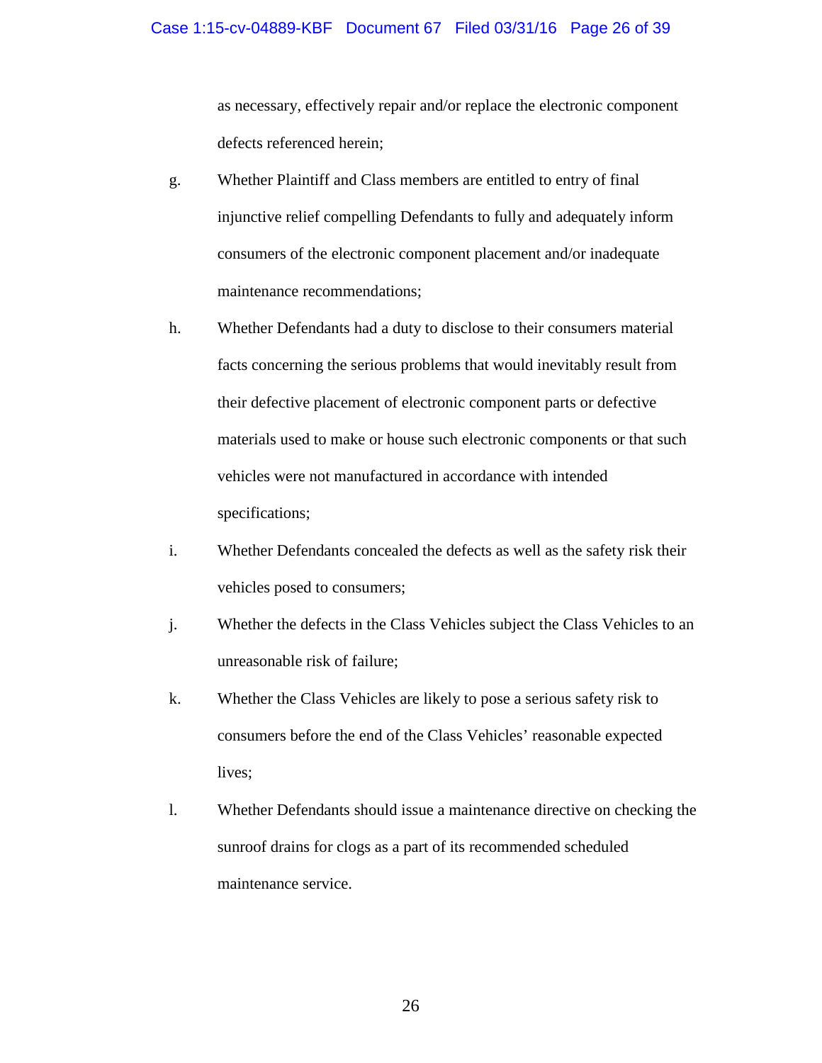as necessary, effectively repair and/or replace the electronic component defects referenced herein;

g. Whether Plaintiff and Class members are entitled to entry of final injunctive relief compelling Defendants to fully and adequately inform consumers of the electronic component placement and/or inadequate maintenance recommendations;

h. Whether Defendants had a duty to disclose to their consumers material facts concerning the serious problems that would inevitably result from their defective placement of electronic component parts or defective materials used to make or house such electronic components or that such vehicles were not manufactured in accordance with intended specifications;

i. Whether Defendants concealed the defects as well as the safety risk their vehicles posed to consumers;

j. Whether the defects in the Class Vehicles subject the Class Vehicles to an unreasonable risk of failure;

k. Whether the Class Vehicles are likely to pose a serious safety risk to consumers before the end of the Class Vehicles' reasonable expected lives;

l. Whether Defendants should issue a maintenance directive on checking the sunroof drains for clogs as a part of its recommended scheduled maintenance service.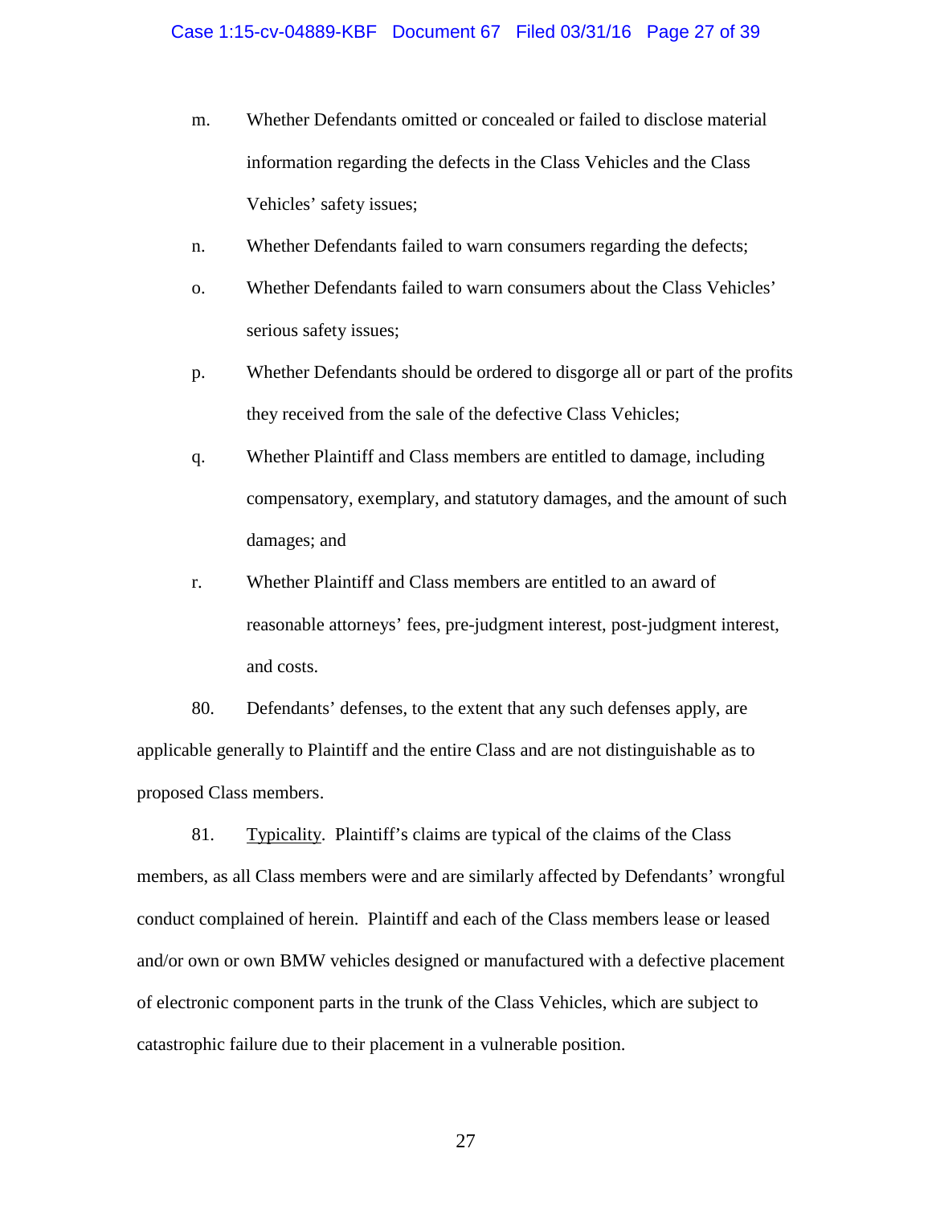m. Whether Defendants omitted or concealed or failed to disclose material information regarding the defects in the Class Vehicles and the Class Vehicles' safety issues;

n. Whether Defendants failed to warn consumers regarding the defects;

o. Whether Defendants failed to warn consumers about the Class Vehicles' serious safety issues;

p. Whether Defendants should be ordered to disgorge all or part of the profits they received from the sale of the defective Class Vehicles;

q. Whether Plaintiff and Class members are entitled to damage, including compensatory, exemplary, and statutory damages, and the amount of such damages; and

r. Whether Plaintiff and Class members are entitled to an award of reasonable attorneys' fees, pre-judgment interest, post-judgment interest, and costs.

80. Defendants' defenses, to the extent that any such defenses apply, are applicable generally to Plaintiff and the entire Class and are not distinguishable as to proposed Class members.

81. <u>Typicality</u>. Plaintiff's claims are typical of the claims of the Class members, as all Class members were and are similarly affected by Defendants' wrongful conduct complained of herein. Plaintiff and each of the Class members lease or leased and/or own or own BMW vehicles designed or manufactured with a defective placement of electronic component parts in the trunk of the Class Vehicles, which are subject to catastrophic failure due to their placement in a vulnerable position.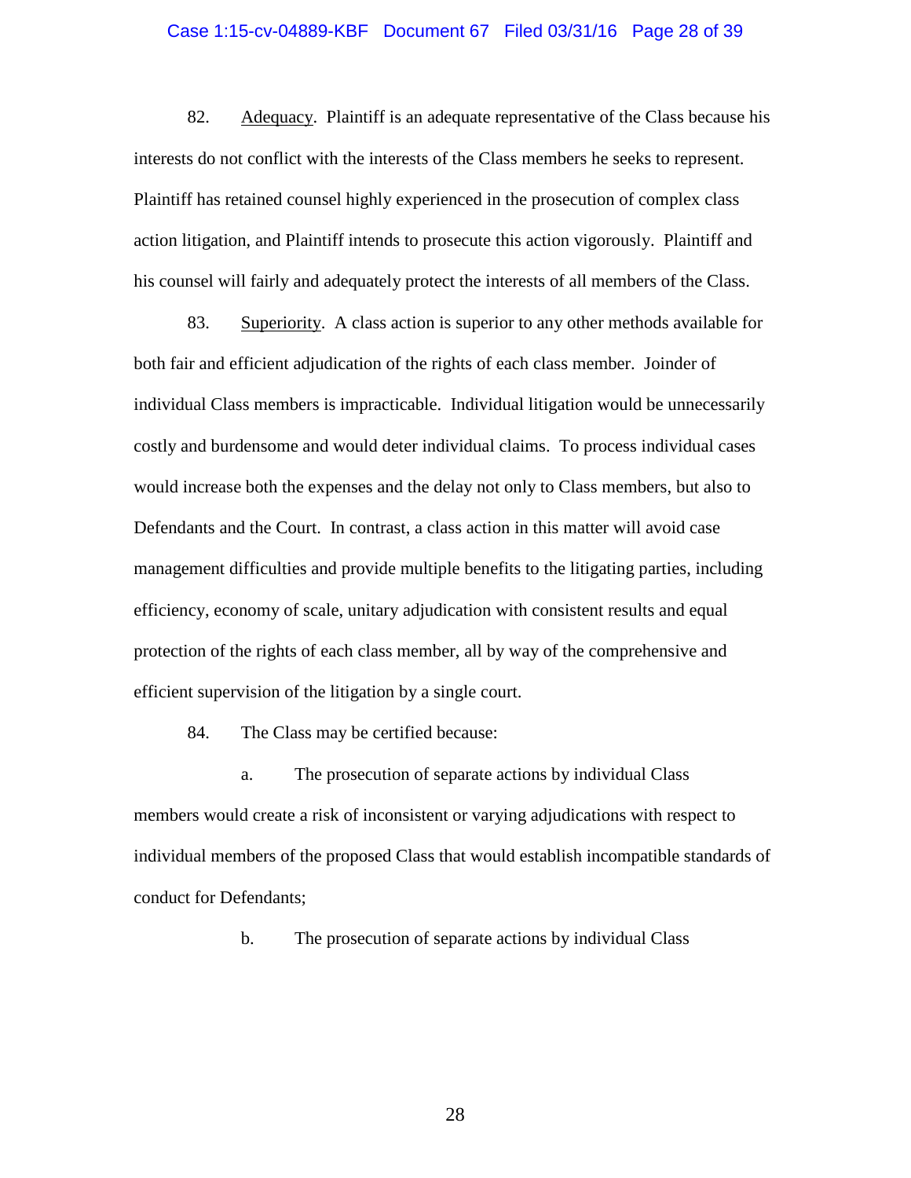82. Adequacy. Plaintiff is an adequate representative of the Class because his interests do not conflict with the interests of the Class members he seeks to represent. Plaintiff has retained counsel highly experienced in the prosecution of complex class action litigation, and Plaintiff intends to prosecute this action vigorously. Plaintiff and his counsel will fairly and adequately protect the interests of all members of the Class.

83. Superiority. A class action is superior to any other methods available for both fair and efficient adjudication of the rights of each class member. Joinder of individual Class members is impracticable. Individual litigation would be unnecessarily costly and burdensome and would deter individual claims. To process individual cases would increase both the expenses and the delay not only to Class members, but also to Defendants and the Court. In contrast, a class action in this matter will avoid case management difficulties and provide multiple benefits to the litigating parties, including efficiency, economy of scale, unitary adjudication with consistent results and equal protection of the rights of each class member, all by way of the comprehensive and efficient supervision of the litigation by a single court.

84. The Class may be certified because:

a. The prosecution of separate actions by individual Class members would create a risk of inconsistent or varying adjudications with respect to individual members of the proposed Class that would establish incompatible standards of conduct for Defendants;

b. The prosecution of separate actions by individual Class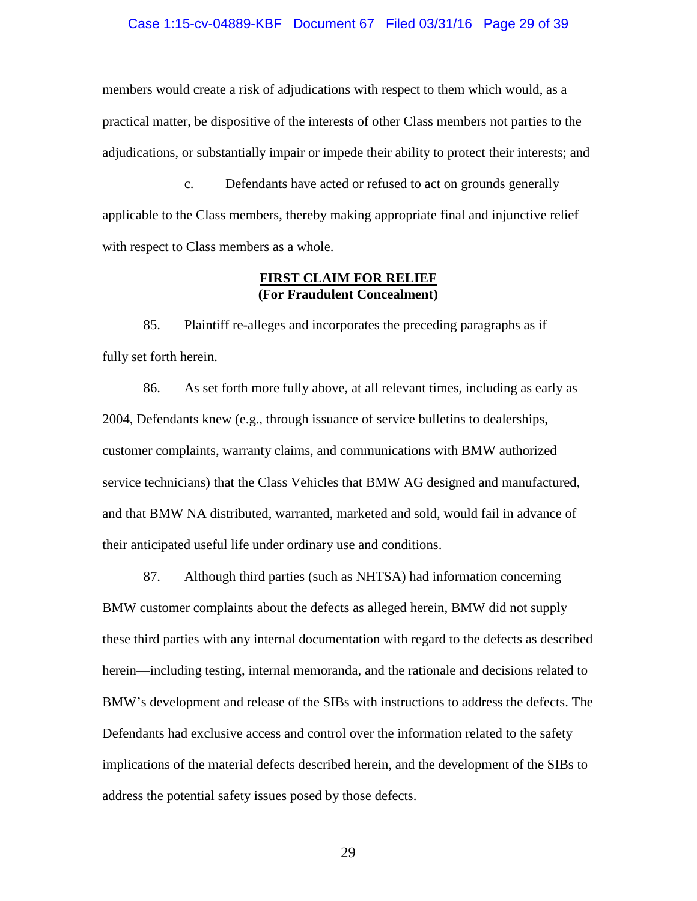members would create a risk of adjudications with respect to them which would, as a practical matter, be dispositive of the interests of other Class members not parties to the adjudications, or substantially impair or impede their ability to protect their interests; and

c. Defendants have acted or refused to act on grounds generally applicable to the Class members, thereby making appropriate final and injunctive relief with respect to Class members as a whole.

## FIRST CLAIM FOR RELIEF
**(For Fraudulent Concealment)**

85. Plaintiff re-alleges and incorporates the preceding paragraphs as if fully set forth herein.

86. As set forth more fully above, at all relevant times, including as early as 2004, Defendants knew (e.g., through issuance of service bulletins to dealerships, customer complaints, warranty claims, and communications with BMW authorized service technicians) that the Class Vehicles that BMW AG designed and manufactured, and that BMW NA distributed, warranted, marketed and sold, would fail in advance of their anticipated useful life under ordinary use and conditions.

87. Although third parties (such as NHTSA) had information concerning BMW customer complaints about the defects as alleged herein, BMW did not supply these third parties with any internal documentation with regard to the defects as described herein—including testing, internal memoranda, and the rationale and decisions related to BMW's development and release of the SIBs with instructions to address the defects. The Defendants had exclusive access and control over the information related to the safety implications of the material defects described herein, and the development of the SIBs to address the potential safety issues posed by those defects.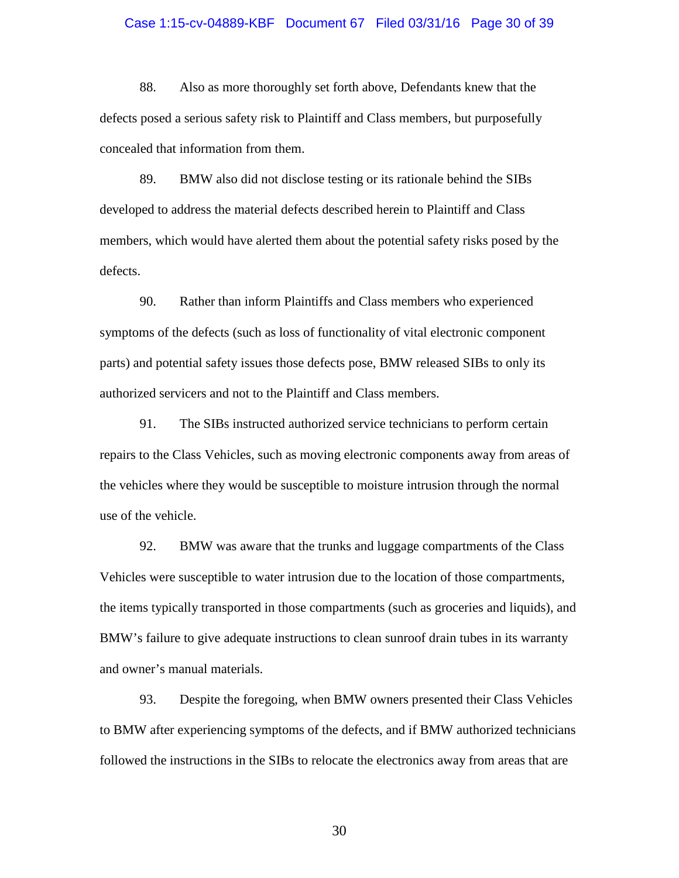88. Also as more thoroughly set forth above, Defendants knew that the defects posed a serious safety risk to Plaintiff and Class members, but purposefully concealed that information from them.

89. BMW also did not disclose testing or its rationale behind the SIBs developed to address the material defects described herein to Plaintiff and Class members, which would have alerted them about the potential safety risks posed by the defects.

90. Rather than inform Plaintiffs and Class members who experienced symptoms of the defects (such as loss of functionality of vital electronic component parts) and potential safety issues those defects pose, BMW released SIBs to only its authorized servicers and not to the Plaintiff and Class members.

91. The SIBs instructed authorized service technicians to perform certain repairs to the Class Vehicles, such as moving electronic components away from areas of the vehicles where they would be susceptible to moisture intrusion through the normal use of the vehicle.

92. BMW was aware that the trunks and luggage compartments of the Class Vehicles were susceptible to water intrusion due to the location of those compartments, the items typically transported in those compartments (such as groceries and liquids), and BMW's failure to give adequate instructions to clean sunroof drain tubes in its warranty and owner's manual materials.

93. Despite the foregoing, when BMW owners presented their Class Vehicles to BMW after experiencing symptoms of the defects, and if BMW authorized technicians followed the instructions in the SIBs to relocate the electronics away from areas that are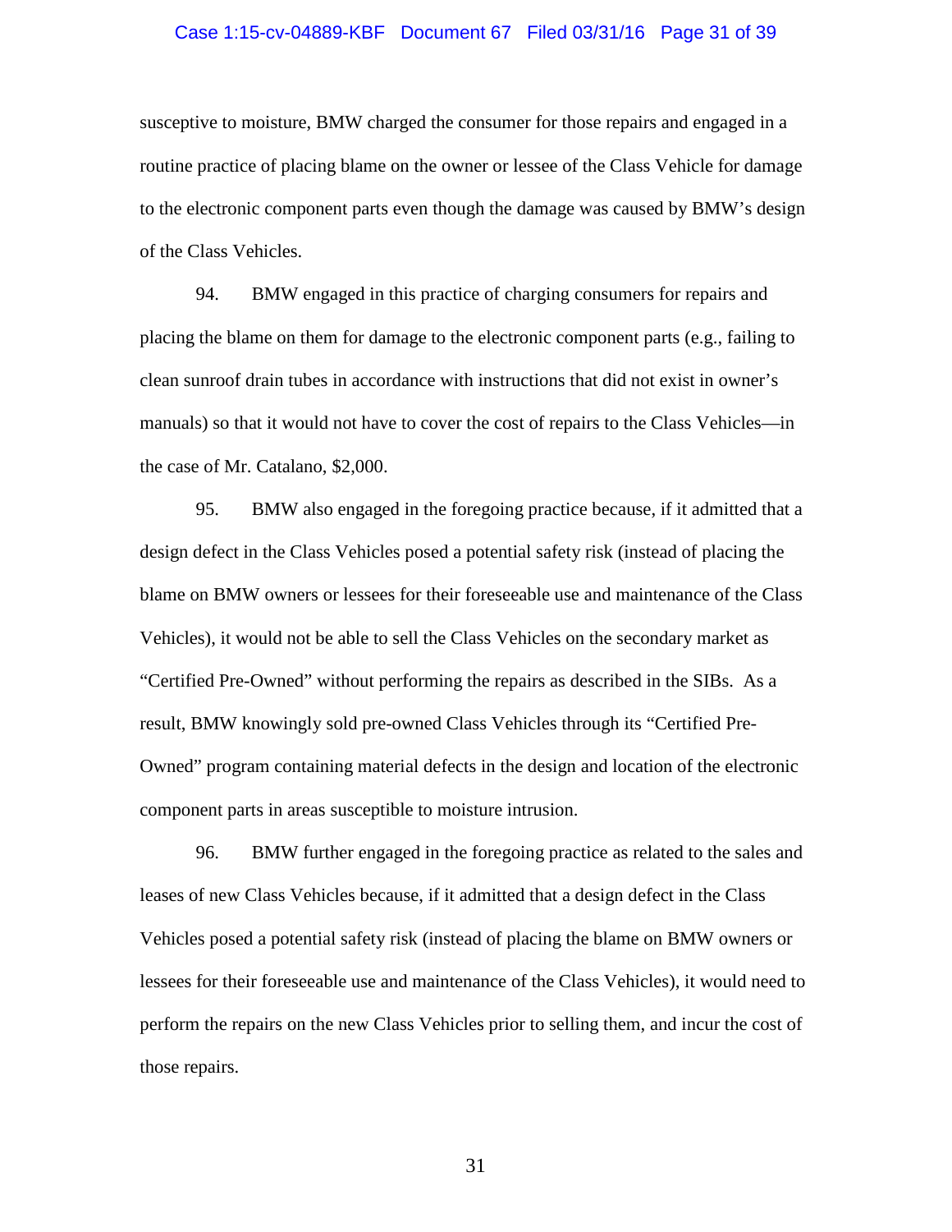susceptive to moisture, BMW charged the consumer for those repairs and engaged in a routine practice of placing blame on the owner or lessee of the Class Vehicle for damage to the electronic component parts even though the damage was caused by BMW's design of the Class Vehicles.

94. BMW engaged in this practice of charging consumers for repairs and placing the blame on them for damage to the electronic component parts (e.g., failing to clean sunroof drain tubes in accordance with instructions that did not exist in owner's manuals) so that it would not have to cover the cost of repairs to the Class Vehicles—in the case of Mr. Catalano, $2,000.

95. BMW also engaged in the foregoing practice because, if it admitted that a design defect in the Class Vehicles posed a potential safety risk (instead of placing the blame on BMW owners or lessees for their foreseeable use and maintenance of the Class Vehicles), it would not be able to sell the Class Vehicles on the secondary market as "Certified Pre-Owned" without performing the repairs as described in the SIBs. As a result, BMW knowingly sold pre-owned Class Vehicles through its "Certified Pre-Owned" program containing material defects in the design and location of the electronic component parts in areas susceptible to moisture intrusion.

96. BMW further engaged in the foregoing practice as related to the sales and leases of new Class Vehicles because, if it admitted that a design defect in the Class Vehicles posed a potential safety risk (instead of placing the blame on BMW owners or lessees for their foreseeable use and maintenance of the Class Vehicles), it would need to perform the repairs on the new Class Vehicles prior to selling them, and incur the cost of those repairs.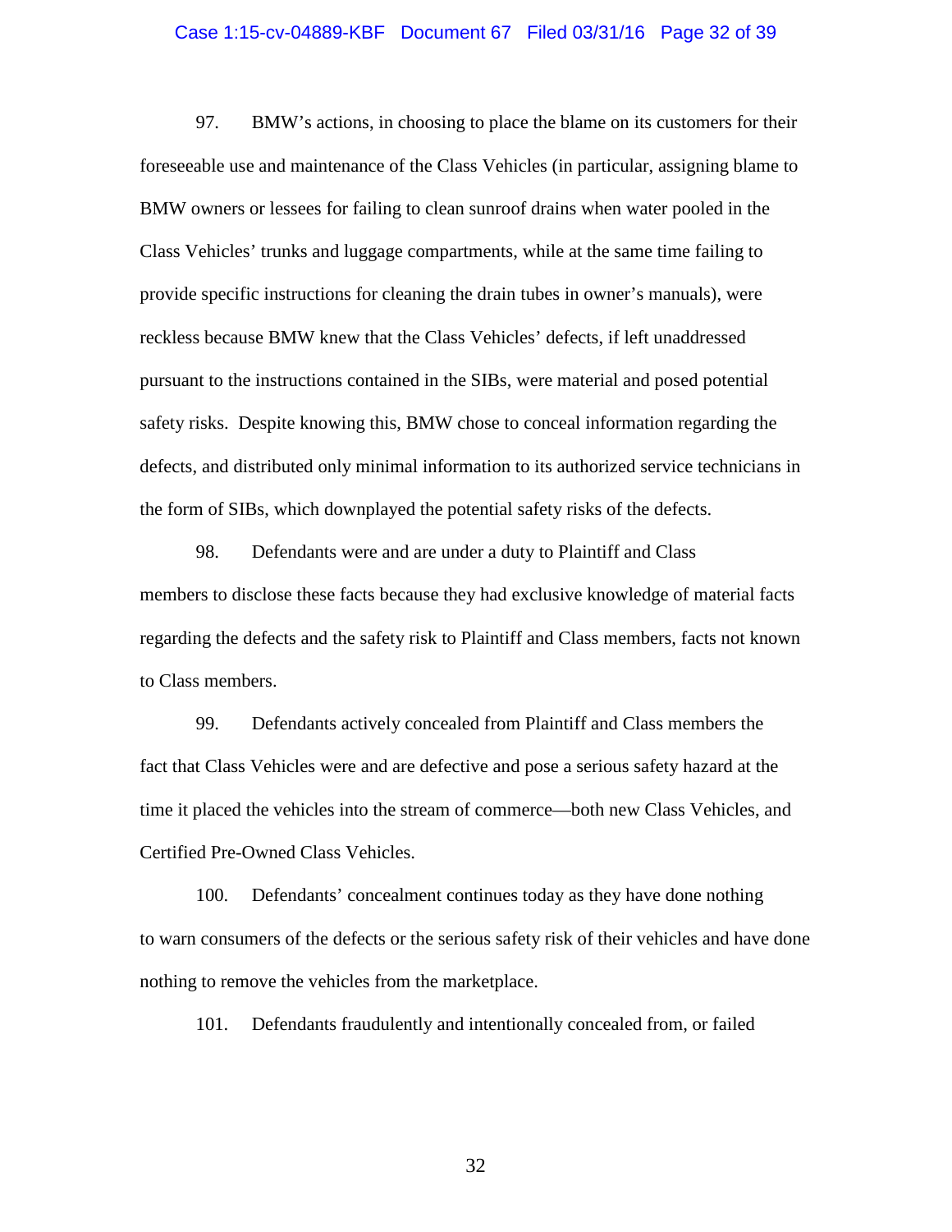97. BMW's actions, in choosing to place the blame on its customers for their foreseeable use and maintenance of the Class Vehicles (in particular, assigning blame to BMW owners or lessees for failing to clean sunroof drains when water pooled in the Class Vehicles' trunks and luggage compartments, while at the same time failing to provide specific instructions for cleaning the drain tubes in owner's manuals), were reckless because BMW knew that the Class Vehicles' defects, if left unaddressed pursuant to the instructions contained in the SIBs, were material and posed potential safety risks. Despite knowing this, BMW chose to conceal information regarding the defects, and distributed only minimal information to its authorized service technicians in the form of SIBs, which downplayed the potential safety risks of the defects.

98. Defendants were and are under a duty to Plaintiff and Class members to disclose these facts because they had exclusive knowledge of material facts regarding the defects and the safety risk to Plaintiff and Class members, facts not known to Class members.

99. Defendants actively concealed from Plaintiff and Class members the fact that Class Vehicles were and are defective and pose a serious safety hazard at the time it placed the vehicles into the stream of commerce—both new Class Vehicles, and Certified Pre-Owned Class Vehicles.

100. Defendants' concealment continues today as they have done nothing to warn consumers of the defects or the serious safety risk of their vehicles and have done nothing to remove the vehicles from the marketplace.

101. Defendants fraudulently and intentionally concealed from, or failed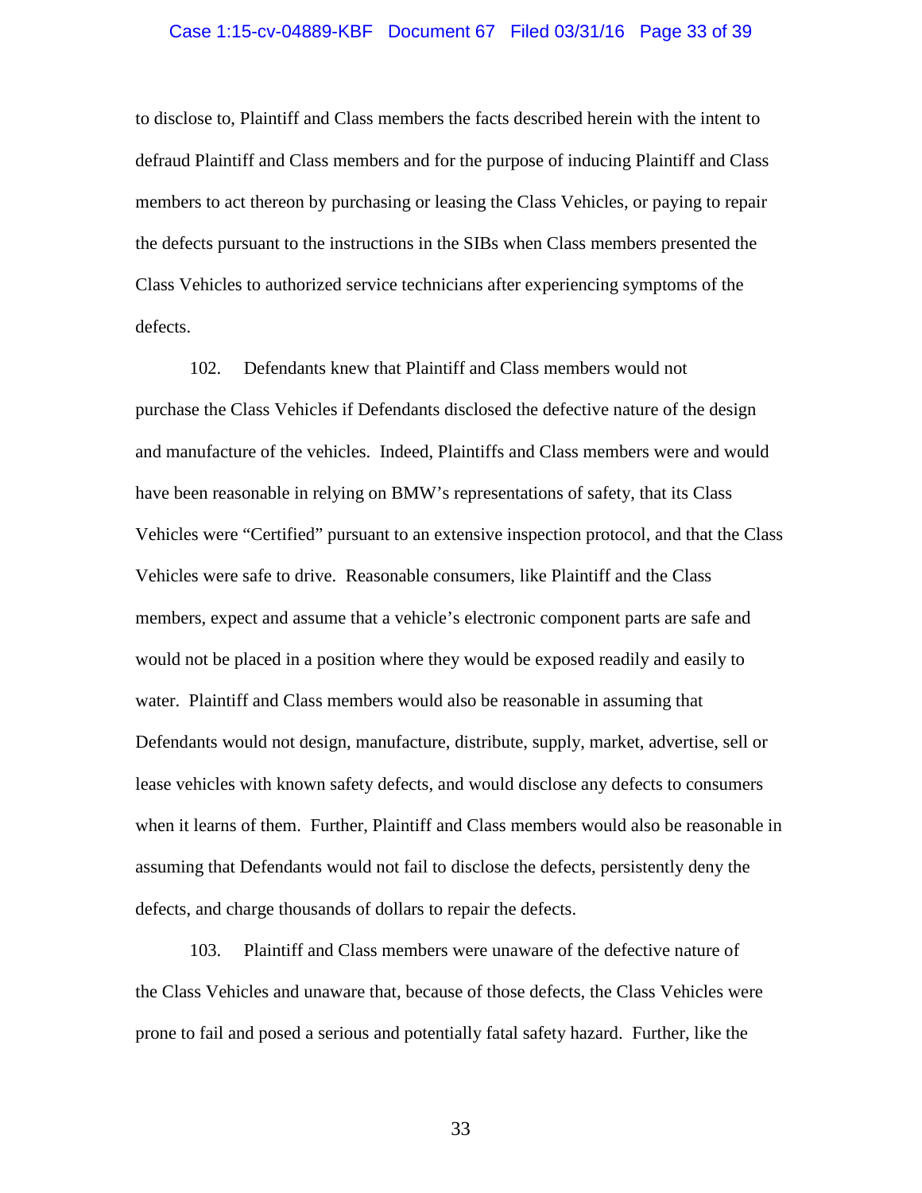to disclose to, Plaintiff and Class members the facts described herein with the intent to defraud Plaintiff and Class members and for the purpose of inducing Plaintiff and Class members to act thereon by purchasing or leasing the Class Vehicles, or paying to repair the defects pursuant to the instructions in the SIBs when Class members presented the Class Vehicles to authorized service technicians after experiencing symptoms of the defects.

102. Defendants knew that Plaintiff and Class members would not purchase the Class Vehicles if Defendants disclosed the defective nature of the design and manufacture of the vehicles. Indeed, Plaintiffs and Class members were and would have been reasonable in relying on BMW's representations of safety, that its Class Vehicles were "Certified" pursuant to an extensive inspection protocol, and that the Class Vehicles were safe to drive. Reasonable consumers, like Plaintiff and the Class members, expect and assume that a vehicle's electronic component parts are safe and would not be placed in a position where they would be exposed readily and easily to water. Plaintiff and Class members would also be reasonable in assuming that Defendants would not design, manufacture, distribute, supply, market, advertise, sell or lease vehicles with known safety defects, and would disclose any defects to consumers when it learns of them. Further, Plaintiff and Class members would also be reasonable in assuming that Defendants would not fail to disclose the defects, persistently deny the defects, and charge thousands of dollars to repair the defects.

103. Plaintiff and Class members were unaware of the defective nature of the Class Vehicles and unaware that, because of those defects, the Class Vehicles were prone to fail and posed a serious and potentially fatal safety hazard. Further, like the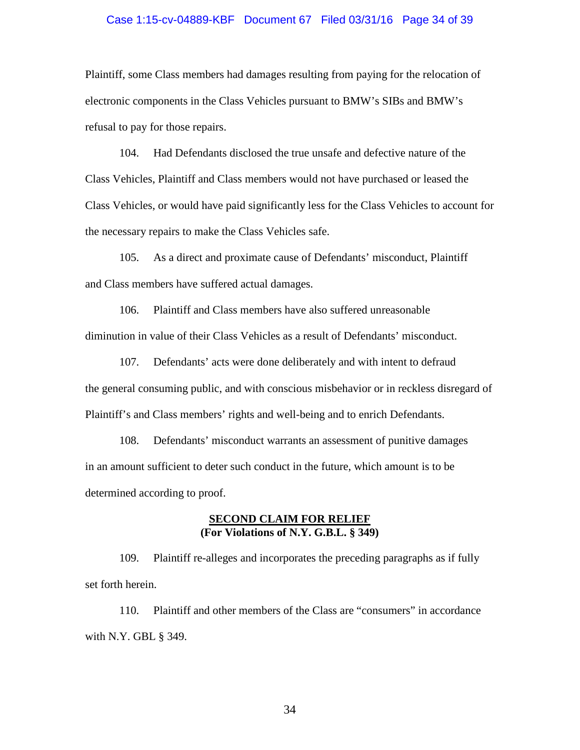Plaintiff, some Class members had damages resulting from paying for the relocation of electronic components in the Class Vehicles pursuant to BMW's SIBs and BMW's refusal to pay for those repairs.

104. Had Defendants disclosed the true unsafe and defective nature of the Class Vehicles, Plaintiff and Class members would not have purchased or leased the Class Vehicles, or would have paid significantly less for the Class Vehicles to account for the necessary repairs to make the Class Vehicles safe.

105. As a direct and proximate cause of Defendants' misconduct, Plaintiff and Class members have suffered actual damages.

106. Plaintiff and Class members have also suffered unreasonable diminution in value of their Class Vehicles as a result of Defendants' misconduct.

107. Defendants' acts were done deliberately and with intent to defraud the general consuming public, and with conscious misbehavior or in reckless disregard of Plaintiff's and Class members' rights and well-being and to enrich Defendants.

108. Defendants' misconduct warrants an assessment of punitive damages in an amount sufficient to deter such conduct in the future, which amount is to be determined according to proof.

## SECOND CLAIM FOR RELIEF
**(For Violations of N.Y. G.B.L. § 349)**

109. Plaintiff re-alleges and incorporates the preceding paragraphs as if fully set forth herein.

110. Plaintiff and other members of the Class are "consumers" in accordance with N.Y. GBL § 349.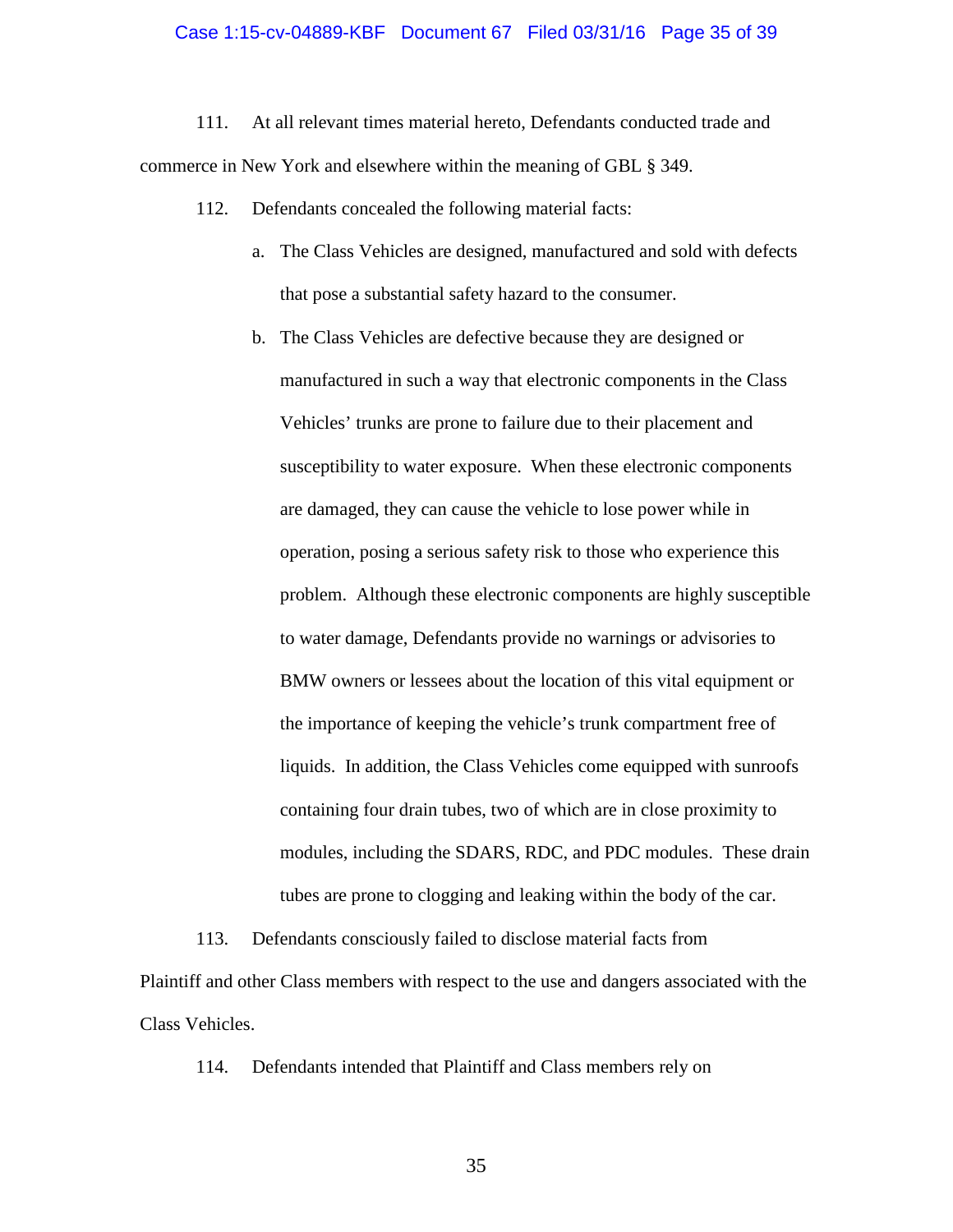111. At all relevant times material hereto, Defendants conducted trade and commerce in New York and elsewhere within the meaning of GBL § 349.

112. Defendants concealed the following material facts:

a. The Class Vehicles are designed, manufactured and sold with defects that pose a substantial safety hazard to the consumer.

b. The Class Vehicles are defective because they are designed or manufactured in such a way that electronic components in the Class Vehicles' trunks are prone to failure due to their placement and susceptibility to water exposure. When these electronic components are damaged, they can cause the vehicle to lose power while in operation, posing a serious safety risk to those who experience this problem. Although these electronic components are highly susceptible to water damage, Defendants provide no warnings or advisories to BMW owners or lessees about the location of this vital equipment or the importance of keeping the vehicle's trunk compartment free of liquids. In addition, the Class Vehicles come equipped with sunroofs containing four drain tubes, two of which are in close proximity to modules, including the SDARS, RDC, and PDC modules. These drain tubes are prone to clogging and leaking within the body of the car.

113. Defendants consciously failed to disclose material facts from Plaintiff and other Class members with respect to the use and dangers associated with the Class Vehicles.

114. Defendants intended that Plaintiff and Class members rely on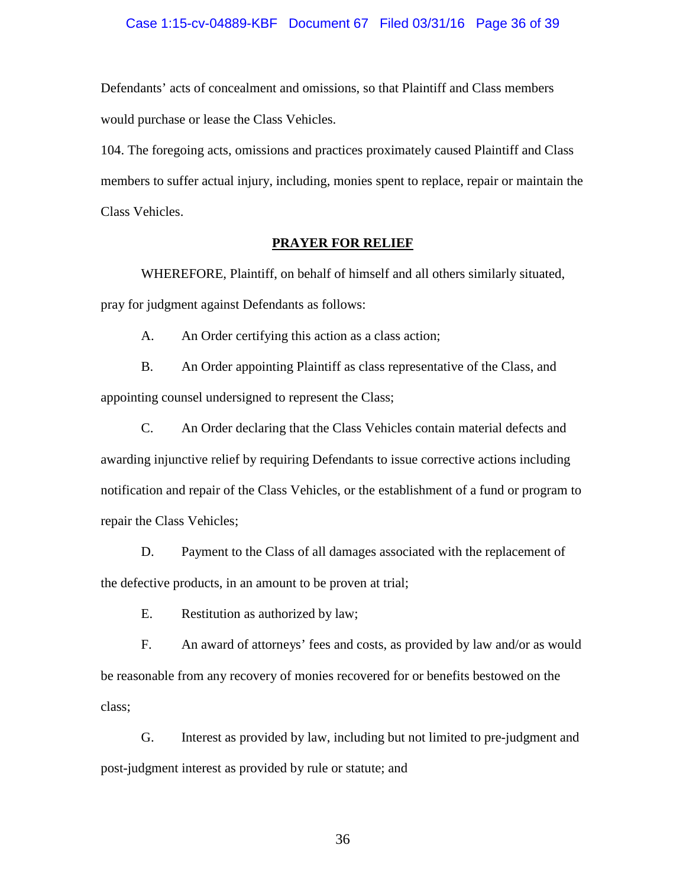Defendants' acts of concealment and omissions, so that Plaintiff and Class members would purchase or lease the Class Vehicles.

104. The foregoing acts, omissions and practices proximately caused Plaintiff and Class members to suffer actual injury, including, monies spent to replace, repair or maintain the Class Vehicles.

## PRAYER FOR RELIEF

WHEREFORE, Plaintiff, on behalf of himself and all others similarly situated, pray for judgment against Defendants as follows:

A. An Order certifying this action as a class action;

B. An Order appointing Plaintiff as class representative of the Class, and appointing counsel undersigned to represent the Class;

C. An Order declaring that the Class Vehicles contain material defects and awarding injunctive relief by requiring Defendants to issue corrective actions including notification and repair of the Class Vehicles, or the establishment of a fund or program to repair the Class Vehicles;

D. Payment to the Class of all damages associated with the replacement of the defective products, in an amount to be proven at trial;

E. Restitution as authorized by law;

F. An award of attorneys' fees and costs, as provided by law and/or as would be reasonable from any recovery of monies recovered for or benefits bestowed on the class;

G. Interest as provided by law, including but not limited to pre-judgment and post-judgment interest as provided by rule or statute; and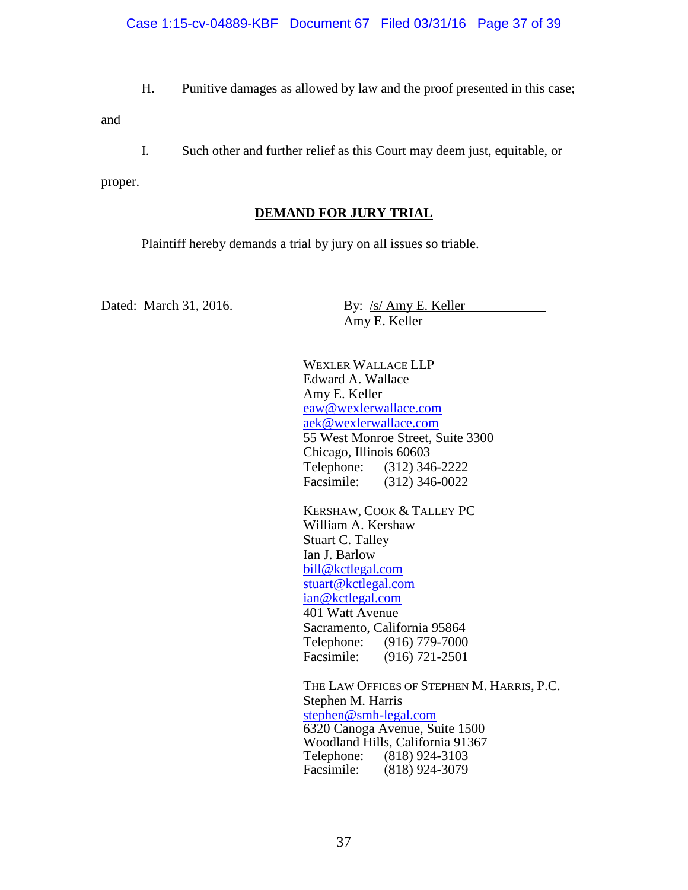H. Punitive damages as allowed by law and the proof presented in this case; and

I. Such other and further relief as this Court may deem just, equitable, or proper.

**DEMAND FOR JURY TRIAL**

Plaintiff hereby demands a trial by jury on all issues so triable.

Dated: March 31, 2016.

By: /s/ Amy E. Keller
Amy E. Keller

WEXLER WALLACE LLP
Edward A. Wallace
Amy E. Keller
eaw@wexlerwallace.com
aek@wexlerwallace.com
55 West Monroe Street, Suite 3300
Chicago, Illinois 60603
Telephone: (312) 346-2222
Facsimile: (312) 346-0022

KERSHAW, COOK & TALLEY PC
William A. Kershaw
Stuart C. Talley
Ian J. Barlow
bill@kctlegal.com
stuart@kctlegal.com
ian@kctlegal.com
401 Watt Avenue
Sacramento, California 95864
Telephone: (916) 779-7000
Facsimile: (916) 721-2501

THE LAW OFFICES OF STEPHEN M. HARRIS, P.C.
Stephen M. Harris
stephen@smh-legal.com
6320 Canoga Avenue, Suite 1500
Woodland Hills, California 91367
Telephone: (818) 924-3103
Facsimile: (818) 924-3079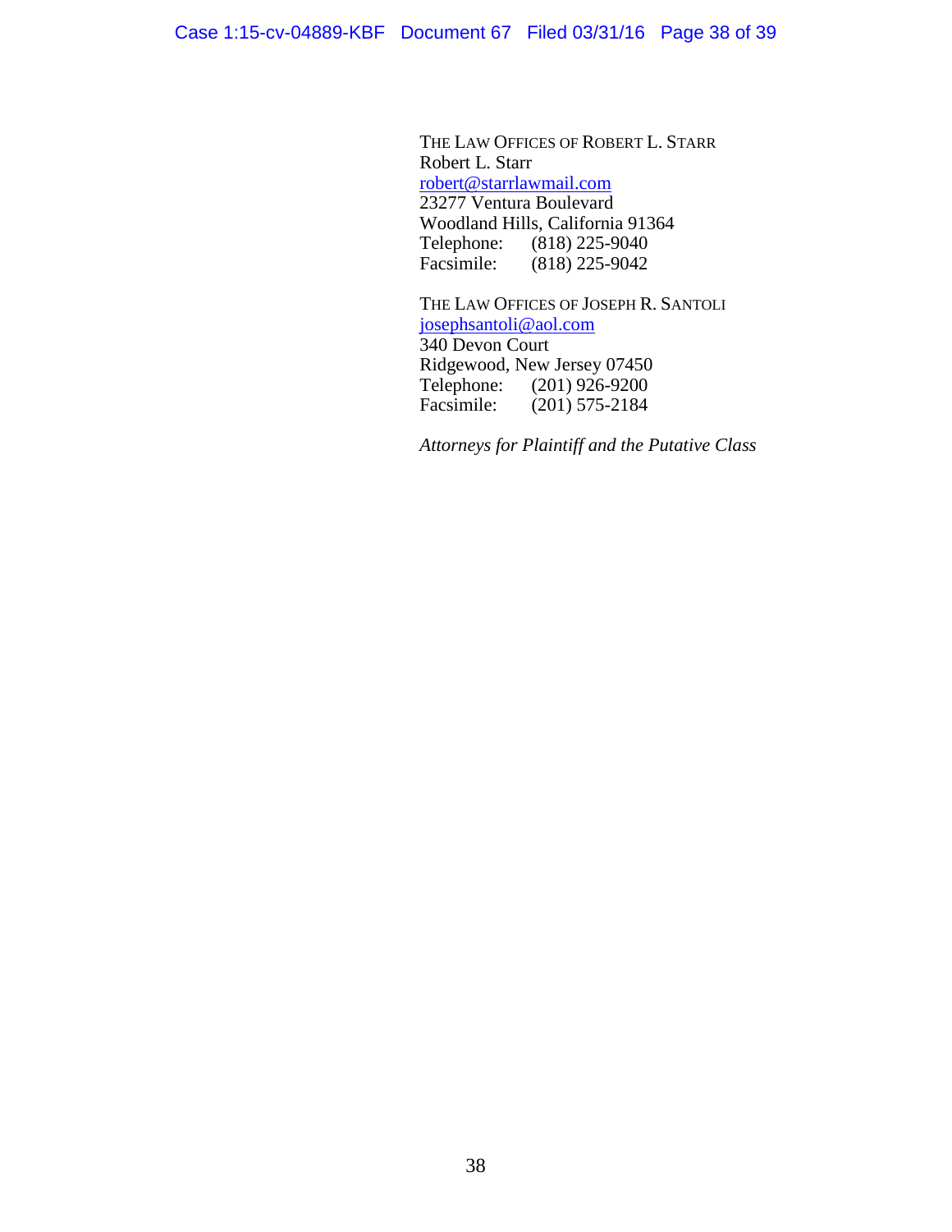THE LAW OFFICES OF ROBERT L. STARR
Robert L. Starr
robert@starrlawmail.com
23277 Ventura Boulevard
Woodland Hills, California 91364
Telephone: (818) 225-9040
Facsimile: (818) 225-9042

THE LAW OFFICES OF JOSEPH R. SANTOLI
josephsantoli@aol.com
340 Devon Court
Ridgewood, New Jersey 07450
Telephone: (201) 926-9200
Facsimile: (201) 575-2184

*Attorneys for Plaintiff and the Putative Class*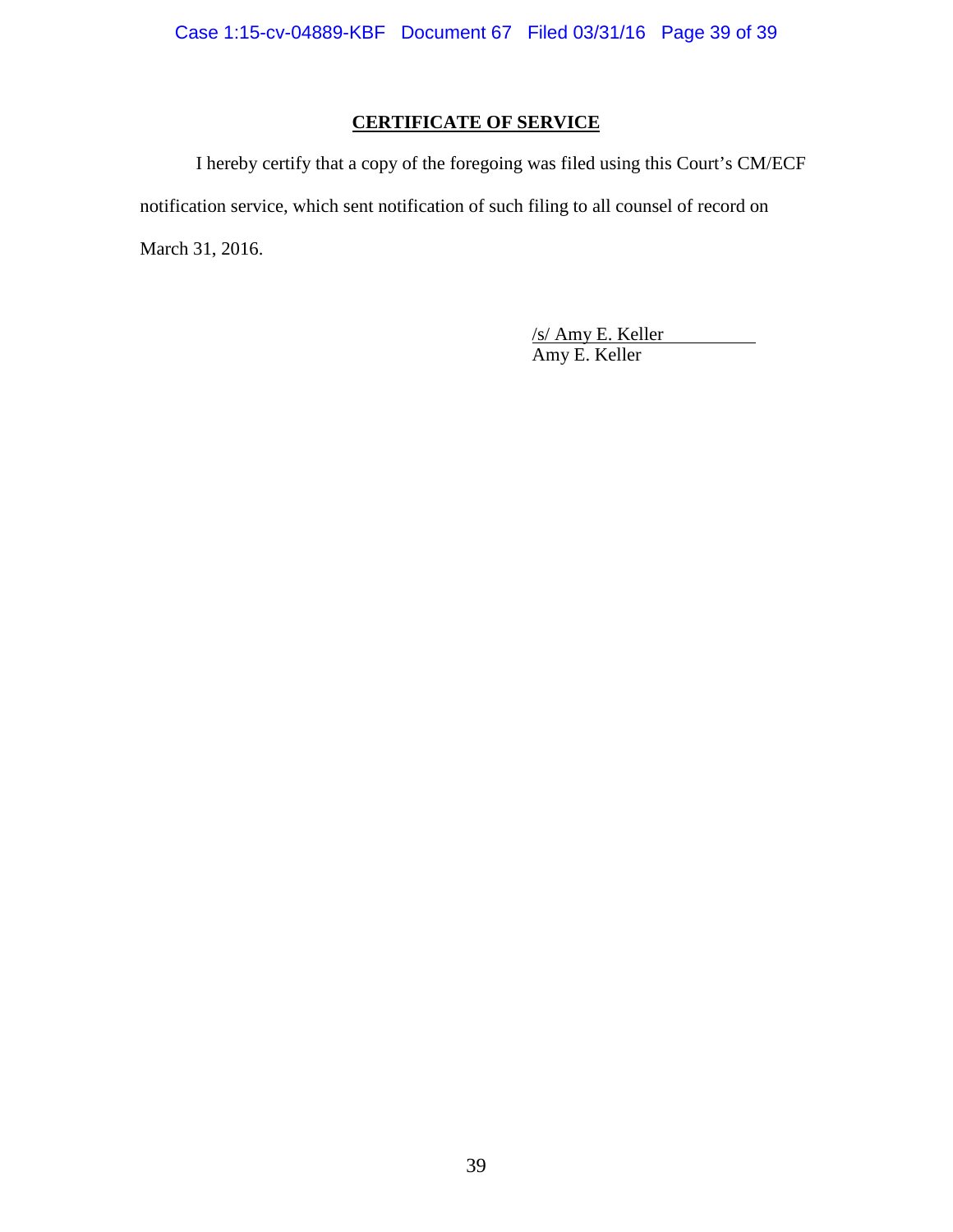## CERTIFICATE OF SERVICE

I hereby certify that a copy of the foregoing was filed using this Court's CM/ECF notification service, which sent notification of such filing to all counsel of record on March 31, 2016.

/s/ Amy E. Keller
Amy E. Keller